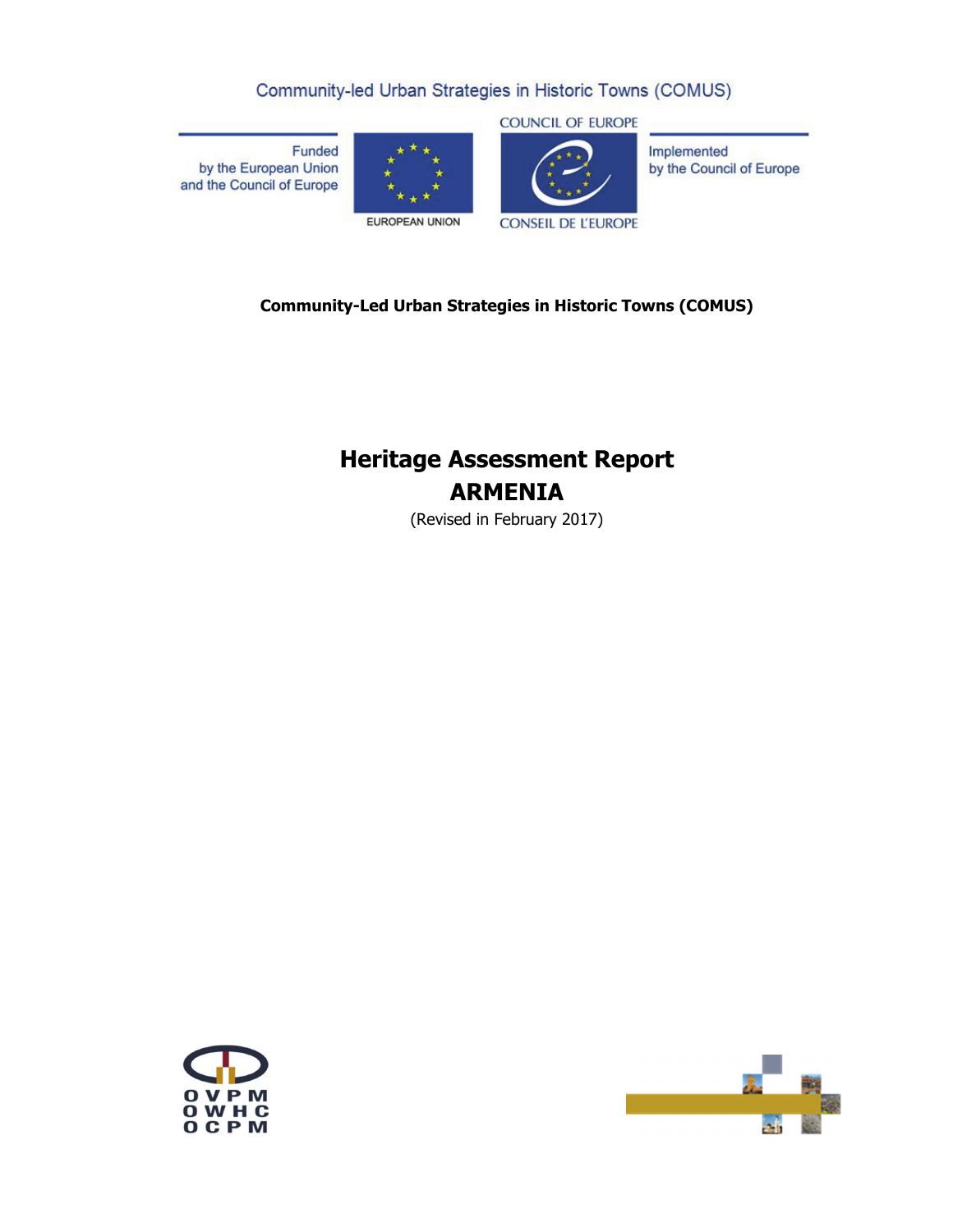Community-led Urban Strategies in Historic Towns (COMUS)

Funded by the European Union and the Council of Europe

EUROPEAN UNION

COUNCIL OF EUROPE

CONSEIL DE L'EUROPE

Implemented by the Council of Europe

**Community-Led Urban Strategies in Historic Towns (COMUS)**

# Heritage Assessment Report
# ARMENIA

(Revised in February 2017)

OVPM
OWHC
OCPM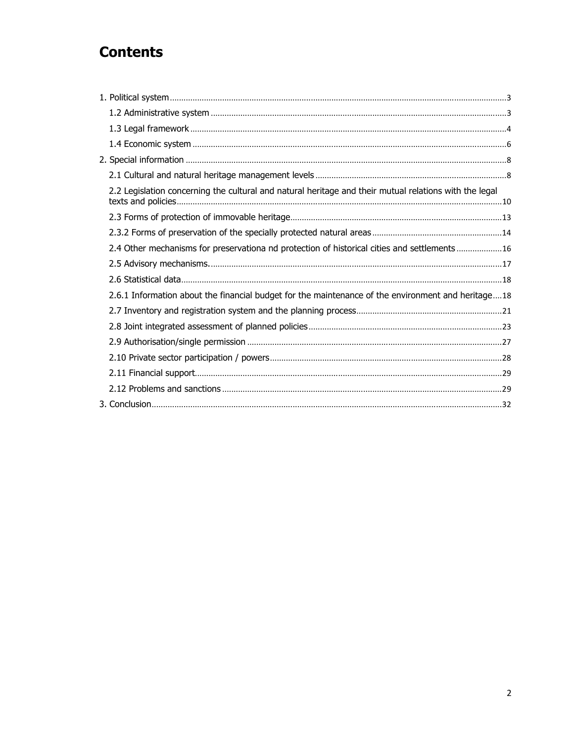# Contents

1. Political system ... 3
   - 1.2 Administrative system ... 3
   - 1.3 Legal framework ... 4
   - 1.4 Economic system ... 6
2. Special information ... 8
   - 2.1 Cultural and natural heritage management levels ... 8
   - 2.2 Legislation concerning the cultural and natural heritage and their mutual relations with the legal texts and policies ... 10
   - 2.3 Forms of protection of immovable heritage ... 13
   - 2.3.2 Forms of preservation of the specially protected natural areas ... 14
   - 2.4 Other mechanisms for preservationa nd protection of historical cities and settlements ... 16
   - 2.5 Advisory mechanisms. ... 17
   - 2.6 Statistical data ... 18
   - 2.6.1 Information about the financial budget for the maintenance of the environment and heritage ... 18
   - 2.7 Inventory and registration system and the planning process ... 21
   - 2.8 Joint integrated assessment of planned policies ... 23
   - 2.9 Authorisation/single permission ... 27
   - 2.10 Private sector participation / powers ... 28
   - 2.11 Financial support ... 29
   - 2.12 Problems and sanctions ... 29
3. Conclusion ... 32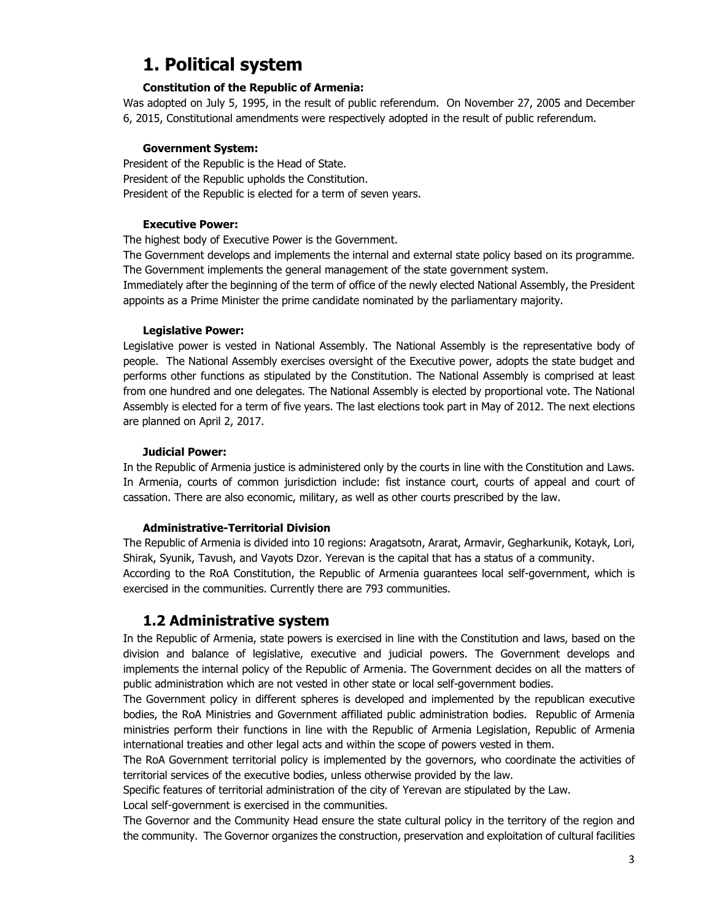# 1. Political system

**Constitution of the Republic of Armenia:**

Was adopted on July 5, 1995, in the result of public referendum. On November 27, 2005 and December 6, 2015, Constitutional amendments were respectively adopted in the result of public referendum.

**Government System:**

President of the Republic is the Head of State.
President of the Republic upholds the Constitution.
President of the Republic is elected for a term of seven years.

**Executive Power:**

The highest body of Executive Power is the Government.
The Government develops and implements the internal and external state policy based on its programme.
The Government implements the general management of the state government system.
Immediately after the beginning of the term of office of the newly elected National Assembly, the President appoints as a Prime Minister the prime candidate nominated by the parliamentary majority.

**Legislative Power:**

Legislative power is vested in National Assembly. The National Assembly is the representative body of people. The National Assembly exercises oversight of the Executive power, adopts the state budget and performs other functions as stipulated by the Constitution. The National Assembly is comprised at least from one hundred and one delegates. The National Assembly is elected by proportional vote. The National Assembly is elected for a term of five years. The last elections took part in May of 2012. The next elections are planned on April 2, 2017.

**Judicial Power:**

In the Republic of Armenia justice is administered only by the courts in line with the Constitution and Laws. In Armenia, courts of common jurisdiction include: fist instance court, courts of appeal and court of cassation. There are also economic, military, as well as other courts prescribed by the law.

**Administrative-Territorial Division**

The Republic of Armenia is divided into 10 regions: Aragatsotn, Ararat, Armavir, Gegharkunik, Kotayk, Lori, Shirak, Syunik, Tavush, and Vayots Dzor. Yerevan is the capital that has a status of a community.
According to the RoA Constitution, the Republic of Armenia guarantees local self-government, which is exercised in the communities. Currently there are 793 communities.

## 1.2 Administrative system

In the Republic of Armenia, state powers is exercised in line with the Constitution and laws, based on the division and balance of legislative, executive and judicial powers. The Government develops and implements the internal policy of the Republic of Armenia. The Government decides on all the matters of public administration which are not vested in other state or local self-government bodies.
The Government policy in different spheres is developed and implemented by the republican executive bodies, the RoA Ministries and Government affiliated public administration bodies. Republic of Armenia ministries perform their functions in line with the Republic of Armenia Legislation, Republic of Armenia international treaties and other legal acts and within the scope of powers vested in them.
The RoA Government territorial policy is implemented by the governors, who coordinate the activities of territorial services of the executive bodies, unless otherwise provided by the law.
Specific features of territorial administration of the city of Yerevan are stipulated by the Law.
Local self-government is exercised in the communities.
The Governor and the Community Head ensure the state cultural policy in the territory of the region and the community. The Governor organizes the construction, preservation and exploitation of cultural facilities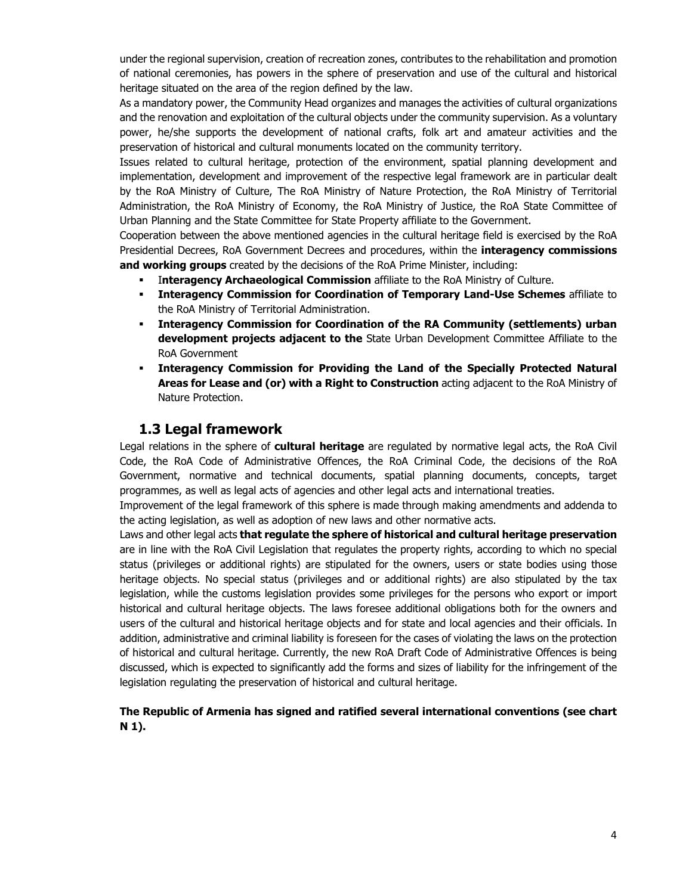under the regional supervision, creation of recreation zones, contributes to the rehabilitation and promotion of national ceremonies, has powers in the sphere of preservation and use of the cultural and historical heritage situated on the area of the region defined by the law.

As a mandatory power, the Community Head organizes and manages the activities of cultural organizations and the renovation and exploitation of the cultural objects under the community supervision. As a voluntary power, he/she supports the development of national crafts, folk art and amateur activities and the preservation of historical and cultural monuments located on the community territory.

Issues related to cultural heritage, protection of the environment, spatial planning development and implementation, development and improvement of the respective legal framework are in particular dealt by the RoA Ministry of Culture, The RoA Ministry of Nature Protection, the RoA Ministry of Territorial Administration, the RoA Ministry of Economy, the RoA Ministry of Justice, the RoA State Committee of Urban Planning and the State Committee for State Property affiliate to the Government.

Cooperation between the above mentioned agencies in the cultural heritage field is exercised by the RoA Presidential Decrees, RoA Government Decrees and procedures, within the **interagency commissions and working groups** created by the decisions of the RoA Prime Minister, including:

- I**nteragency Archaeological Commission** affiliate to the RoA Ministry of Culture.
- **Interagency Commission for Coordination of Temporary Land-Use Schemes** affiliate to the RoA Ministry of Territorial Administration.
- **Interagency Commission for Coordination of the RA Community (settlements) urban development projects adjacent to the** State Urban Development Committee Affiliate to the RoA Government
- **Interagency Commission for Providing the Land of the Specially Protected Natural Areas for Lease and (or) with a Right to Construction** acting adjacent to the RoA Ministry of Nature Protection.

## 1.3 Legal framework

Legal relations in the sphere of **cultural heritage** are regulated by normative legal acts, the RoA Civil Code, the RoA Code of Administrative Offences, the RoA Criminal Code, the decisions of the RoA Government, normative and technical documents, spatial planning documents, concepts, target programmes, as well as legal acts of agencies and other legal acts and international treaties.

Improvement of the legal framework of this sphere is made through making amendments and addenda to the acting legislation, as well as adoption of new laws and other normative acts.

Laws and other legal acts **that regulate the sphere of historical and cultural heritage preservation** are in line with the RoA Civil Legislation that regulates the property rights, according to which no special status (privileges or additional rights) are stipulated for the owners, users or state bodies using those heritage objects. No special status (privileges and or additional rights) are also stipulated by the tax legislation, while the customs legislation provides some privileges for the persons who export or import historical and cultural heritage objects. The laws foresee additional obligations both for the owners and users of the cultural and historical heritage objects and for state and local agencies and their officials. In addition, administrative and criminal liability is foreseen for the cases of violating the laws on the protection of historical and cultural heritage. Currently, the new RoA Draft Code of Administrative Offences is being discussed, which is expected to significantly add the forms and sizes of liability for the infringement of the legislation regulating the preservation of historical and cultural heritage.

**The Republic of Armenia has signed and ratified several international conventions (see chart N 1).**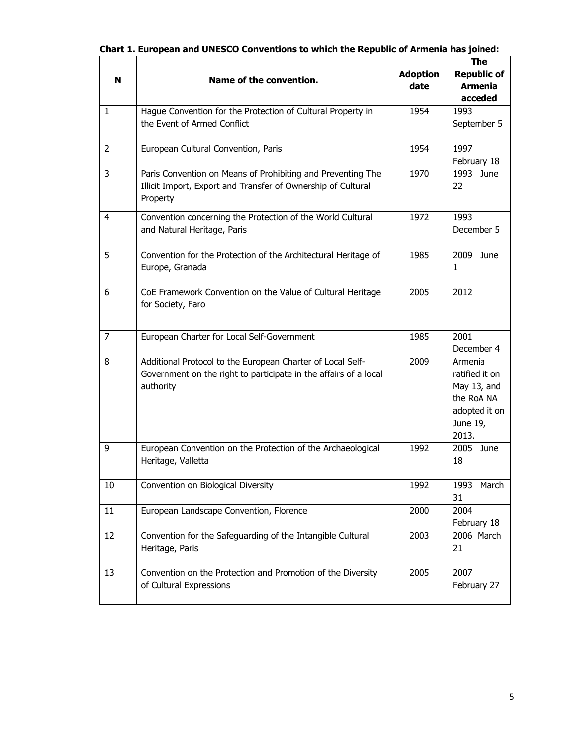**Chart 1. European and UNESCO Conventions to which the Republic of Armenia has joined:**

| N | Name of the convention. | Adoption date | The Republic of Armenia acceded |
|---|---|---|---|
| 1 | Hague Convention for the Protection of Cultural Property in the Event of Armed Conflict | 1954 | 1993 September 5 |
| 2 | European Cultural Convention, Paris | 1954 | 1997 February 18 |
| 3 | Paris Convention on Means of Prohibiting and Preventing The Illicit Import, Export and Transfer of Ownership of Cultural Property | 1970 | 1993 June 22 |
| 4 | Convention concerning the Protection of the World Cultural and Natural Heritage, Paris | 1972 | 1993 December 5 |
| 5 | Convention for the Protection of the Architectural Heritage of Europe, Granada | 1985 | 2009 June 1 |
| 6 | CoE Framework Convention on the Value of Cultural Heritage for Society, Faro | 2005 | 2012 |
| 7 | European Charter for Local Self-Government | 1985 | 2001 December 4 |
| 8 | Additional Protocol to the European Charter of Local Self-Government on the right to participate in the affairs of a local authority | 2009 | Armenia ratified it on May 13, and the RoA NA adopted it on June 19, 2013. |
| 9 | European Convention on the Protection of the Archaeological Heritage, Valletta | 1992 | 2005 June 18 |
| 10 | Convention on Biological Diversity | 1992 | 1993 March 31 |
| 11 | European Landscape Convention, Florence | 2000 | 2004 February 18 |
| 12 | Convention for the Safeguarding of the Intangible Cultural Heritage, Paris | 2003 | 2006 March 21 |
| 13 | Convention on the Protection and Promotion of the Diversity of Cultural Expressions | 2005 | 2007 February 27 |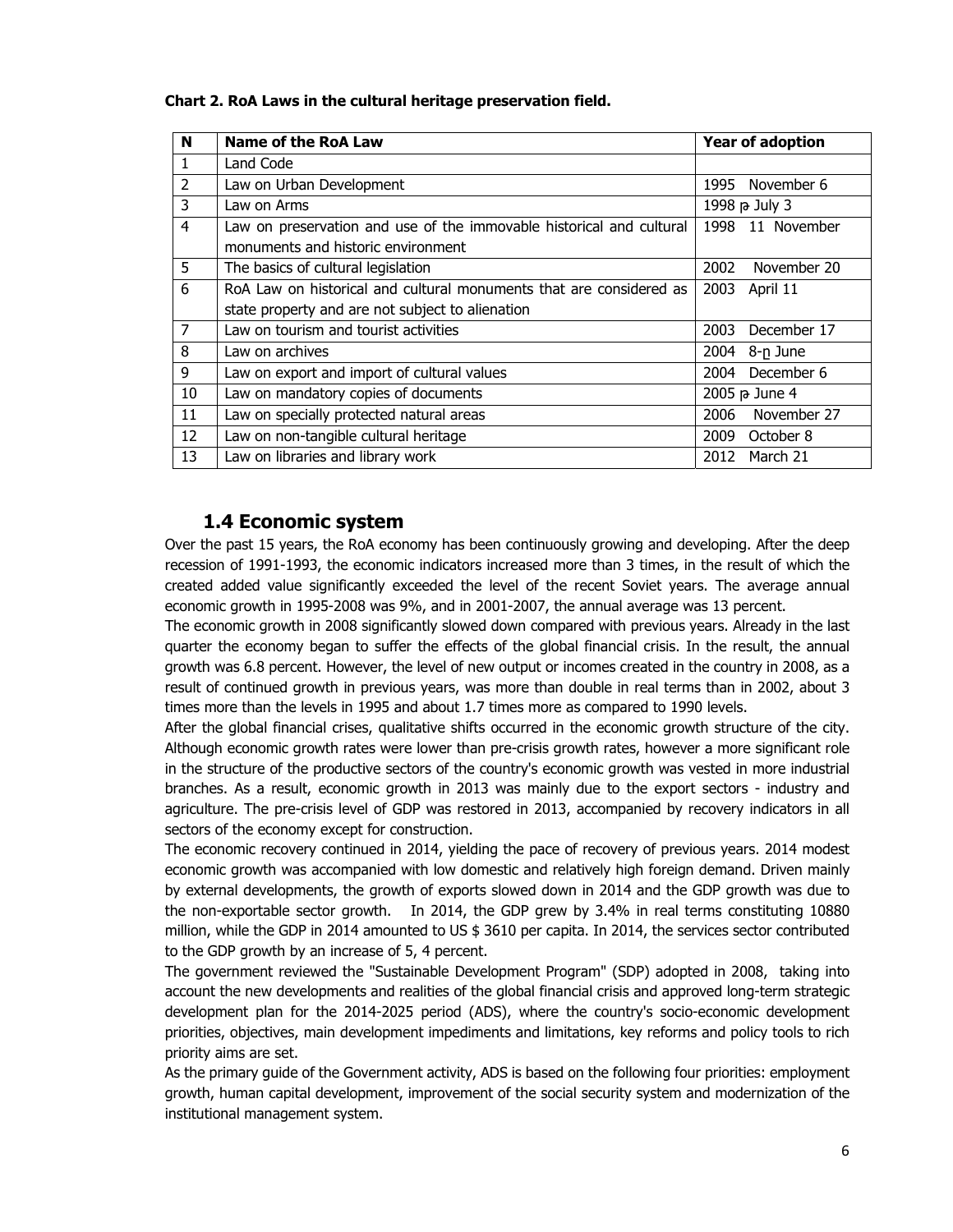**Chart 2. RoA Laws in the cultural heritage preservation field.**

| N | Name of the RoA Law | Year of adoption |
|---|---|---|
| 1 | Land Code | |
| 2 | Law on Urban Development | 1995 November 6 |
| 3 | Law on Arms | 1998 թ July 3 |
| 4 | Law on preservation and use of the immovable historical and cultural monuments and historic environment | 1998 11 November |
| 5 | The basics of cultural legislation | 2002 November 20 |
| 6 | RoA Law on historical and cultural monuments that are considered as state property and are not subject to alienation | 2003 April 11 |
| 7 | Law on tourism and tourist activities | 2003 December 17 |
| 8 | Law on archives | 2004 8-ը June |
| 9 | Law on export and import of cultural values | 2004 December 6 |
| 10 | Law on mandatory copies of documents | 2005 թ June 4 |
| 11 | Law on specially protected natural areas | 2006 November 27 |
| 12 | Law on non-tangible cultural heritage | 2009 October 8 |
| 13 | Law on libraries and library work | 2012 March 21 |

## 1.4 Economic system

Over the past 15 years, the RoA economy has been continuously growing and developing. After the deep recession of 1991-1993, the economic indicators increased more than 3 times, in the result of which the created added value significantly exceeded the level of the recent Soviet years. The average annual economic growth in 1995-2008 was 9%, and in 2001-2007, the annual average was 13 percent.

The economic growth in 2008 significantly slowed down compared with previous years. Already in the last quarter the economy began to suffer the effects of the global financial crisis. In the result, the annual growth was 6.8 percent. However, the level of new output or incomes created in the country in 2008, as a result of continued growth in previous years, was more than double in real terms than in 2002, about 3 times more than the levels in 1995 and about 1.7 times more as compared to 1990 levels.

After the global financial crises, qualitative shifts occurred in the economic growth structure of the city. Although economic growth rates were lower than pre-crisis growth rates, however a more significant role in the structure of the productive sectors of the country's economic growth was vested in more industrial branches. As a result, economic growth in 2013 was mainly due to the export sectors - industry and agriculture. The pre-crisis level of GDP was restored in 2013, accompanied by recovery indicators in all sectors of the economy except for construction.

The economic recovery continued in 2014, yielding the pace of recovery of previous years. 2014 modest economic growth was accompanied with low domestic and relatively high foreign demand. Driven mainly by external developments, the growth of exports slowed down in 2014 and the GDP growth was due to the non-exportable sector growth. In 2014, the GDP grew by 3.4% in real terms constituting 10880 million, while the GDP in 2014 amounted to US $ 3610 per capita. In 2014, the services sector contributed to the GDP growth by an increase of 5, 4 percent.

The government reviewed the "Sustainable Development Program" (SDP) adopted in 2008, taking into account the new developments and realities of the global financial crisis and approved long-term strategic development plan for the 2014-2025 period (ADS), where the country's socio-economic development priorities, objectives, main development impediments and limitations, key reforms and policy tools to rich priority aims are set.

As the primary guide of the Government activity, ADS is based on the following four priorities: employment growth, human capital development, improvement of the social security system and modernization of the institutional management system.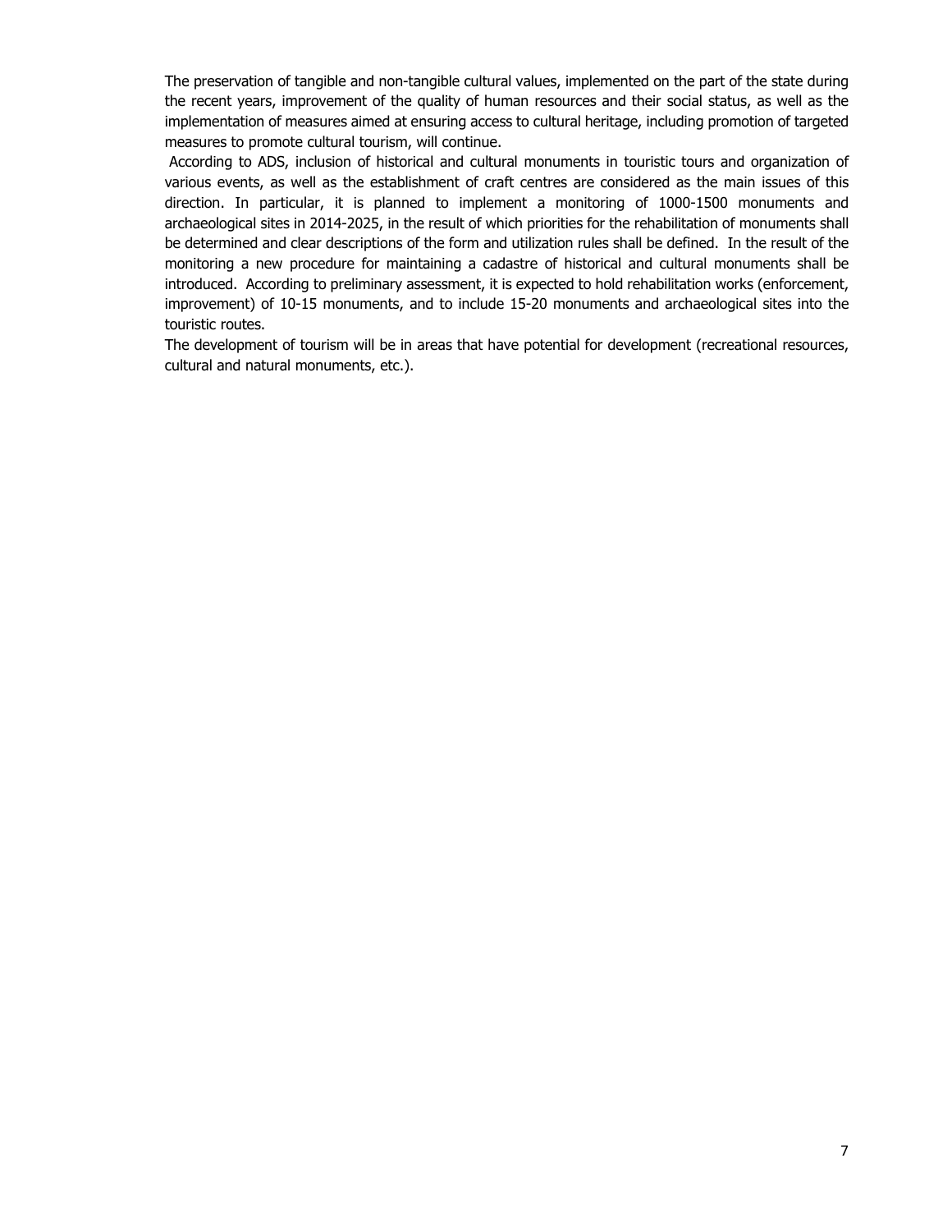The preservation of tangible and non-tangible cultural values, implemented on the part of the state during the recent years, improvement of the quality of human resources and their social status, as well as the implementation of measures aimed at ensuring access to cultural heritage, including promotion of targeted measures to promote cultural tourism, will continue.

According to ADS, inclusion of historical and cultural monuments in touristic tours and organization of various events, as well as the establishment of craft centres are considered as the main issues of this direction. In particular, it is planned to implement a monitoring of 1000-1500 monuments and archaeological sites in 2014-2025, in the result of which priorities for the rehabilitation of monuments shall be determined and clear descriptions of the form and utilization rules shall be defined. In the result of the monitoring a new procedure for maintaining a cadastre of historical and cultural monuments shall be introduced. According to preliminary assessment, it is expected to hold rehabilitation works (enforcement, improvement) of 10-15 monuments, and to include 15-20 monuments and archaeological sites into the touristic routes.

The development of tourism will be in areas that have potential for development (recreational resources, cultural and natural monuments, etc.).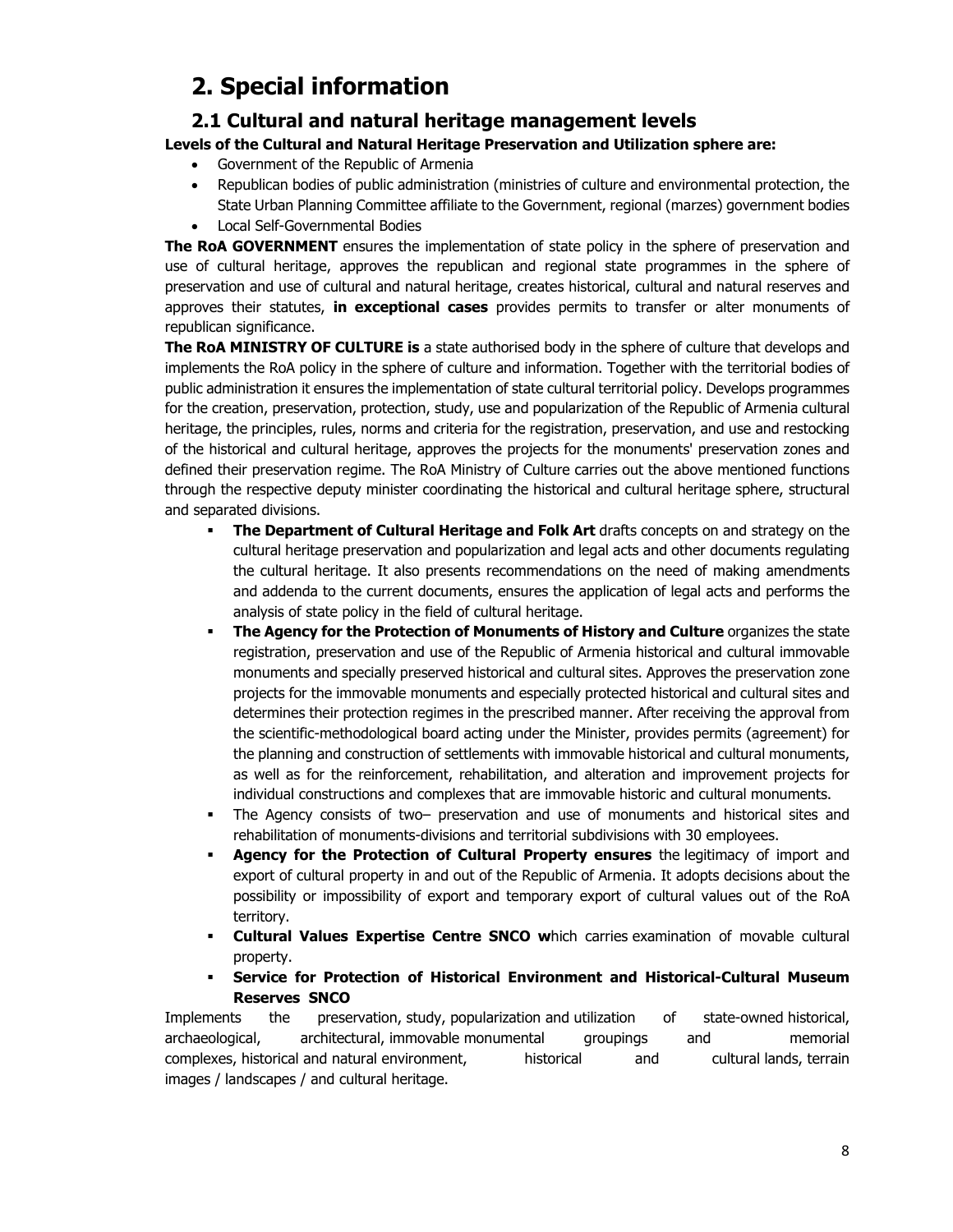# 2. Special information

## 2.1 Cultural and natural heritage management levels

**Levels of the Cultural and Natural Heritage Preservation and Utilization sphere are:**

- Government of the Republic of Armenia
- Republican bodies of public administration (ministries of culture and environmental protection, the State Urban Planning Committee affiliate to the Government, regional (marzes) government bodies
- Local Self-Governmental Bodies

**The RoA GOVERNMENT** ensures the implementation of state policy in the sphere of preservation and use of cultural heritage, approves the republican and regional state programmes in the sphere of preservation and use of cultural and natural heritage, creates historical, cultural and natural reserves and approves their statutes, **in exceptional cases** provides permits to transfer or alter monuments of republican significance.

**The RoA MINISTRY OF CULTURE is** a state authorised body in the sphere of culture that develops and implements the RoA policy in the sphere of culture and information. Together with the territorial bodies of public administration it ensures the implementation of state cultural territorial policy. Develops programmes for the creation, preservation, protection, study, use and popularization of the Republic of Armenia cultural heritage, the principles, rules, norms and criteria for the registration, preservation, and use and restocking of the historical and cultural heritage, approves the projects for the monuments' preservation zones and defined their preservation regime. The RoA Ministry of Culture carries out the above mentioned functions through the respective deputy minister coordinating the historical and cultural heritage sphere, structural and separated divisions.

- **The Department of Cultural Heritage and Folk Art** drafts concepts on and strategy on the cultural heritage preservation and popularization and legal acts and other documents regulating the cultural heritage. It also presents recommendations on the need of making amendments and addenda to the current documents, ensures the application of legal acts and performs the analysis of state policy in the field of cultural heritage.
- **The Agency for the Protection of Monuments of History and Culture** organizes the state registration, preservation and use of the Republic of Armenia historical and cultural immovable monuments and specially preserved historical and cultural sites. Approves the preservation zone projects for the immovable monuments and especially protected historical and cultural sites and determines their protection regimes in the prescribed manner. After receiving the approval from the scientific-methodological board acting under the Minister, provides permits (agreement) for the planning and construction of settlements with immovable historical and cultural monuments, as well as for the reinforcement, rehabilitation, and alteration and improvement projects for individual constructions and complexes that are immovable historic and cultural monuments.
- The Agency consists of two– preservation and use of monuments and historical sites and rehabilitation of monuments-divisions and territorial subdivisions with 30 employees.
- **Agency for the Protection of Cultural Property ensures** the legitimacy of import and export of cultural property in and out of the Republic of Armenia. It adopts decisions about the possibility or impossibility of export and temporary export of cultural values out of the RoA territory.
- **Cultural Values Expertise Centre SNCO w**hich carries examination of movable cultural property.
- **Service for Protection of Historical Environment and Historical-Cultural Museum Reserves SNCO**

Implements the preservation, study, popularization and utilization of state-owned historical, archaeological, architectural, immovable monumental groupings and memorial complexes, historical and natural environment, historical and cultural lands, terrain images / landscapes / and cultural heritage.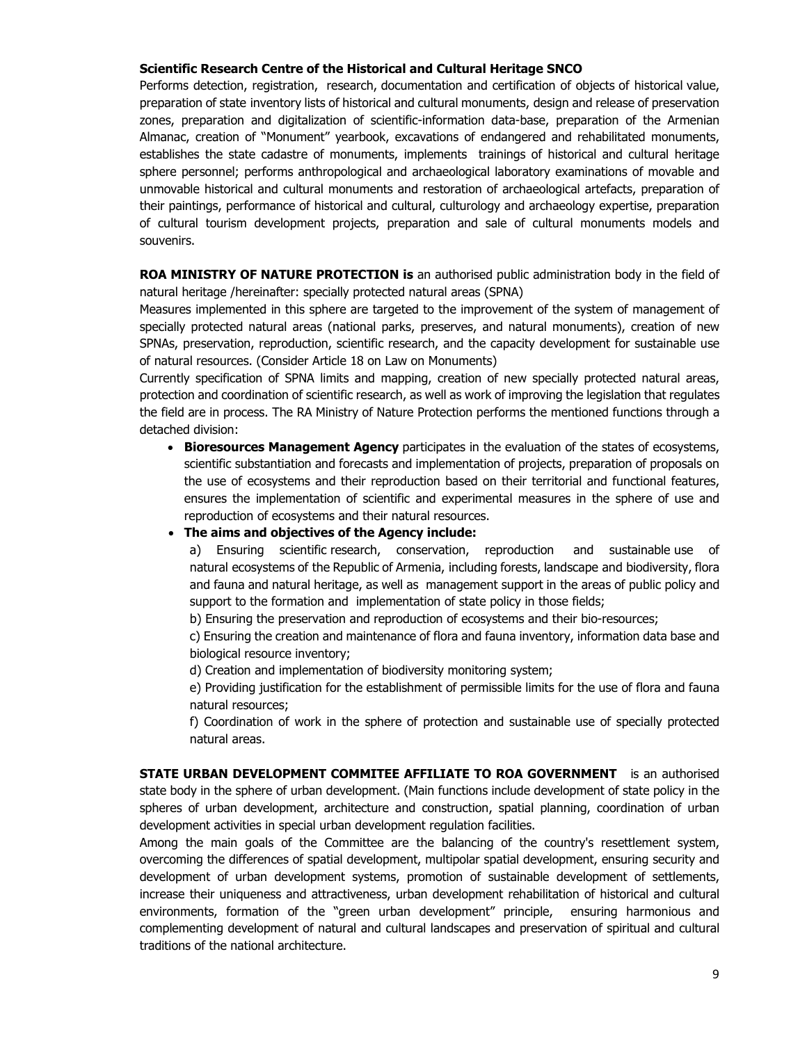**Scientific Research Centre of the Historical and Cultural Heritage SNCO**
Performs detection, registration, research, documentation and certification of objects of historical value, preparation of state inventory lists of historical and cultural monuments, design and release of preservation zones, preparation and digitalization of scientific-information data-base, preparation of the Armenian Almanac, creation of "Monument" yearbook, excavations of endangered and rehabilitated monuments, establishes the state cadastre of monuments, implements trainings of historical and cultural heritage sphere personnel; performs anthropological and archaeological laboratory examinations of movable and unmovable historical and cultural monuments and restoration of archaeological artefacts, preparation of their paintings, performance of historical and cultural, culturology and archaeology expertise, preparation of cultural tourism development projects, preparation and sale of cultural monuments models and souvenirs.

**ROA MINISTRY OF NATURE PROTECTION is** an authorised public administration body in the field of natural heritage /hereinafter: specially protected natural areas (SPNA)
Measures implemented in this sphere are targeted to the improvement of the system of management of specially protected natural areas (national parks, preserves, and natural monuments), creation of new SPNAs, preservation, reproduction, scientific research, and the capacity development for sustainable use of natural resources. (Consider Article 18 on Law on Monuments)
Currently specification of SPNA limits and mapping, creation of new specially protected natural areas, protection and coordination of scientific research, as well as work of improving the legislation that regulates the field are in process. The RA Ministry of Nature Protection performs the mentioned functions through a detached division:

- **Bioresources Management Agency** participates in the evaluation of the states of ecosystems, scientific substantiation and forecasts and implementation of projects, preparation of proposals on the use of ecosystems and their reproduction based on their territorial and functional features, ensures the implementation of scientific and experimental measures in the sphere of use and reproduction of ecosystems and their natural resources.
- **The aims and objectives of the Agency include:**

  a) Ensuring scientific research, conservation, reproduction and sustainable use of natural ecosystems of the Republic of Armenia, including forests, landscape and biodiversity, flora and fauna and natural heritage, as well as management support in the areas of public policy and support to the formation and implementation of state policy in those fields;

  b) Ensuring the preservation and reproduction of ecosystems and their bio-resources;

  c) Ensuring the creation and maintenance of flora and fauna inventory, information data base and biological resource inventory;

  d) Creation and implementation of biodiversity monitoring system;

  e) Providing justification for the establishment of permissible limits for the use of flora and fauna natural resources;

  f) Coordination of work in the sphere of protection and sustainable use of specially protected natural areas.

**STATE URBAN DEVELOPMENT COMMITEE AFFILIATE TO ROA GOVERNMENT** is an authorised state body in the sphere of urban development. (Main functions include development of state policy in the spheres of urban development, architecture and construction, spatial planning, coordination of urban development activities in special urban development regulation facilities.
Among the main goals of the Committee are the balancing of the country's resettlement system, overcoming the differences of spatial development, multipolar spatial development, ensuring security and development of urban development systems, promotion of sustainable development of settlements, increase their uniqueness and attractiveness, urban development rehabilitation of historical and cultural environments, formation of the "green urban development" principle, ensuring harmonious and complementing development of natural and cultural landscapes and preservation of spiritual and cultural traditions of the national architecture.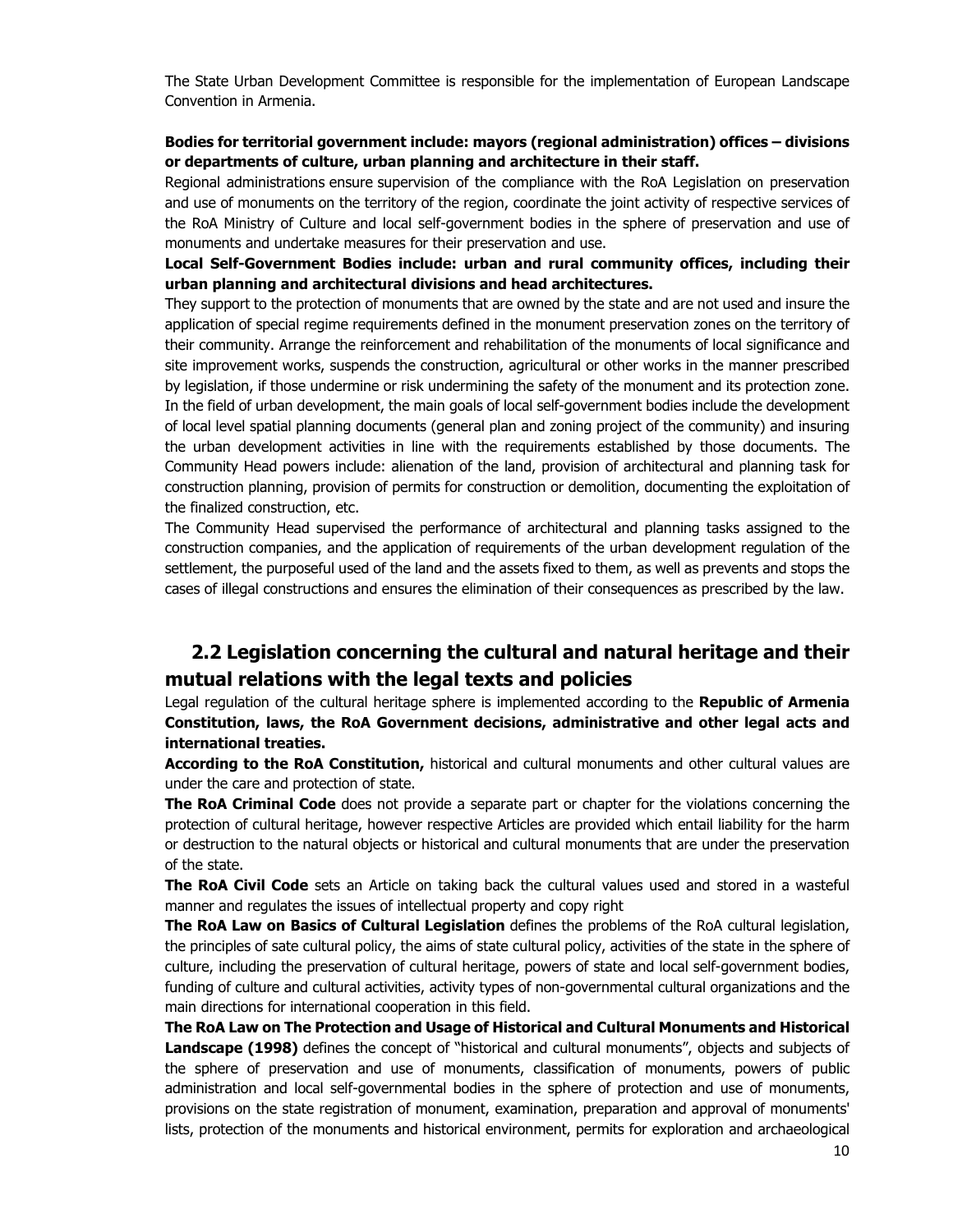The State Urban Development Committee is responsible for the implementation of European Landscape Convention in Armenia.

**Bodies for territorial government include: mayors (regional administration) offices – divisions or departments of culture, urban planning and architecture in their staff.**

Regional administrations ensure supervision of the compliance with the RoA Legislation on preservation and use of monuments on the territory of the region, coordinate the joint activity of respective services of the RoA Ministry of Culture and local self-government bodies in the sphere of preservation and use of monuments and undertake measures for their preservation and use.

**Local Self-Government Bodies include: urban and rural community offices, including their urban planning and architectural divisions and head architectures.**

They support to the protection of monuments that are owned by the state and are not used and insure the application of special regime requirements defined in the monument preservation zones on the territory of their community. Arrange the reinforcement and rehabilitation of the monuments of local significance and site improvement works, suspends the construction, agricultural or other works in the manner prescribed by legislation, if those undermine or risk undermining the safety of the monument and its protection zone. In the field of urban development, the main goals of local self-government bodies include the development of local level spatial planning documents (general plan and zoning project of the community) and insuring the urban development activities in line with the requirements established by those documents. The Community Head powers include: alienation of the land, provision of architectural and planning task for construction planning, provision of permits for construction or demolition, documenting the exploitation of the finalized construction, etc.

The Community Head supervised the performance of architectural and planning tasks assigned to the construction companies, and the application of requirements of the urban development regulation of the settlement, the purposeful used of the land and the assets fixed to them, as well as prevents and stops the cases of illegal constructions and ensures the elimination of their consequences as prescribed by the law.

## 2.2 Legislation concerning the cultural and natural heritage and their mutual relations with the legal texts and policies

Legal regulation of the cultural heritage sphere is implemented according to the **Republic of Armenia Constitution, laws, the RoA Government decisions, administrative and other legal acts and international treaties.**

**According to the RoA Constitution,** historical and cultural monuments and other cultural values are under the care and protection of state.

**The RoA Criminal Code** does not provide a separate part or chapter for the violations concerning the protection of cultural heritage, however respective Articles are provided which entail liability for the harm or destruction to the natural objects or historical and cultural monuments that are under the preservation of the state.

**The RoA Civil Code** sets an Article on taking back the cultural values used and stored in a wasteful manner and regulates the issues of intellectual property and copy right

**The RoA Law on Basics of Cultural Legislation** defines the problems of the RoA cultural legislation, the principles of sate cultural policy, the aims of state cultural policy, activities of the state in the sphere of culture, including the preservation of cultural heritage, powers of state and local self-government bodies, funding of culture and cultural activities, activity types of non-governmental cultural organizations and the main directions for international cooperation in this field.

**The RoA Law on The Protection and Usage of Historical and Cultural Monuments and Historical Landscape (1998)** defines the concept of "historical and cultural monuments", objects and subjects of the sphere of preservation and use of monuments, classification of monuments, powers of public administration and local self-governmental bodies in the sphere of protection and use of monuments, provisions on the state registration of monument, examination, preparation and approval of monuments' lists, protection of the monuments and historical environment, permits for exploration and archaeological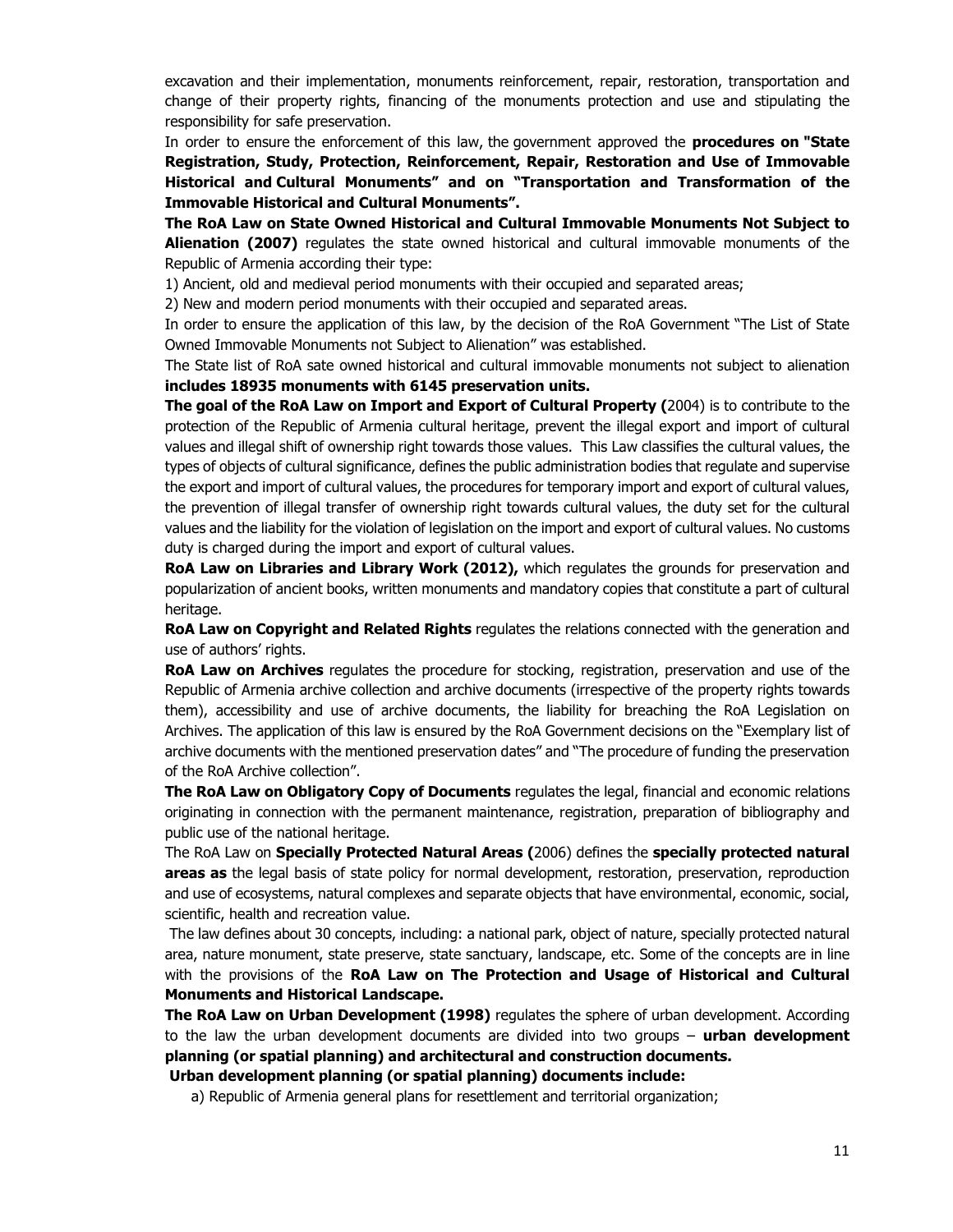excavation and their implementation, monuments reinforcement, repair, restoration, transportation and change of their property rights, financing of the monuments protection and use and stipulating the responsibility for safe preservation.

In order to ensure the enforcement of this law, the government approved the **procedures on "State Registration, Study, Protection, Reinforcement, Repair, Restoration and Use of Immovable Historical and Cultural Monuments" and on "Transportation and Transformation of the Immovable Historical and Cultural Monuments".**

**The RoA Law on State Owned Historical and Cultural Immovable Monuments Not Subject to Alienation (2007)** regulates the state owned historical and cultural immovable monuments of the Republic of Armenia according their type:

1) Ancient, old and medieval period monuments with their occupied and separated areas;

2) New and modern period monuments with their occupied and separated areas.

In order to ensure the application of this law, by the decision of the RoA Government "The List of State Owned Immovable Monuments not Subject to Alienation" was established.

The State list of RoA sate owned historical and cultural immovable monuments not subject to alienation **includes 18935 monuments with 6145 preservation units.**

**The goal of the RoA Law on Import and Export of Cultural Property (**2004) is to contribute to the protection of the Republic of Armenia cultural heritage, prevent the illegal export and import of cultural values and illegal shift of ownership right towards those values. This Law classifies the cultural values, the types of objects of cultural significance, defines the public administration bodies that regulate and supervise the export and import of cultural values, the procedures for temporary import and export of cultural values, the prevention of illegal transfer of ownership right towards cultural values, the duty set for the cultural values and the liability for the violation of legislation on the import and export of cultural values. No customs duty is charged during the import and export of cultural values.

**RoA Law on Libraries and Library Work (2012),** which regulates the grounds for preservation and popularization of ancient books, written monuments and mandatory copies that constitute a part of cultural heritage.

**RoA Law on Copyright and Related Rights** regulates the relations connected with the generation and use of authors' rights.

**RoA Law on Archives** regulates the procedure for stocking, registration, preservation and use of the Republic of Armenia archive collection and archive documents (irrespective of the property rights towards them), accessibility and use of archive documents, the liability for breaching the RoA Legislation on Archives. The application of this law is ensured by the RoA Government decisions on the "Exemplary list of archive documents with the mentioned preservation dates" and "The procedure of funding the preservation of the RoA Archive collection".

**The RoA Law on Obligatory Copy of Documents** regulates the legal, financial and economic relations originating in connection with the permanent maintenance, registration, preparation of bibliography and public use of the national heritage.

The RoA Law on **Specially Protected Natural Areas (**2006) defines the **specially protected natural areas as** the legal basis of state policy for normal development, restoration, preservation, reproduction and use of ecosystems, natural complexes and separate objects that have environmental, economic, social, scientific, health and recreation value.

The law defines about 30 concepts, including: a national park, object of nature, specially protected natural area, nature monument, state preserve, state sanctuary, landscape, etc. Some of the concepts are in line with the provisions of the **RoA Law on The Protection and Usage of Historical and Cultural Monuments and Historical Landscape.**

**The RoA Law on Urban Development (1998)** regulates the sphere of urban development. According to the law the urban development documents are divided into two groups – **urban development planning (or spatial planning) and architectural and construction documents.**

**Urban development planning (or spatial planning) documents include:**

a) Republic of Armenia general plans for resettlement and territorial organization;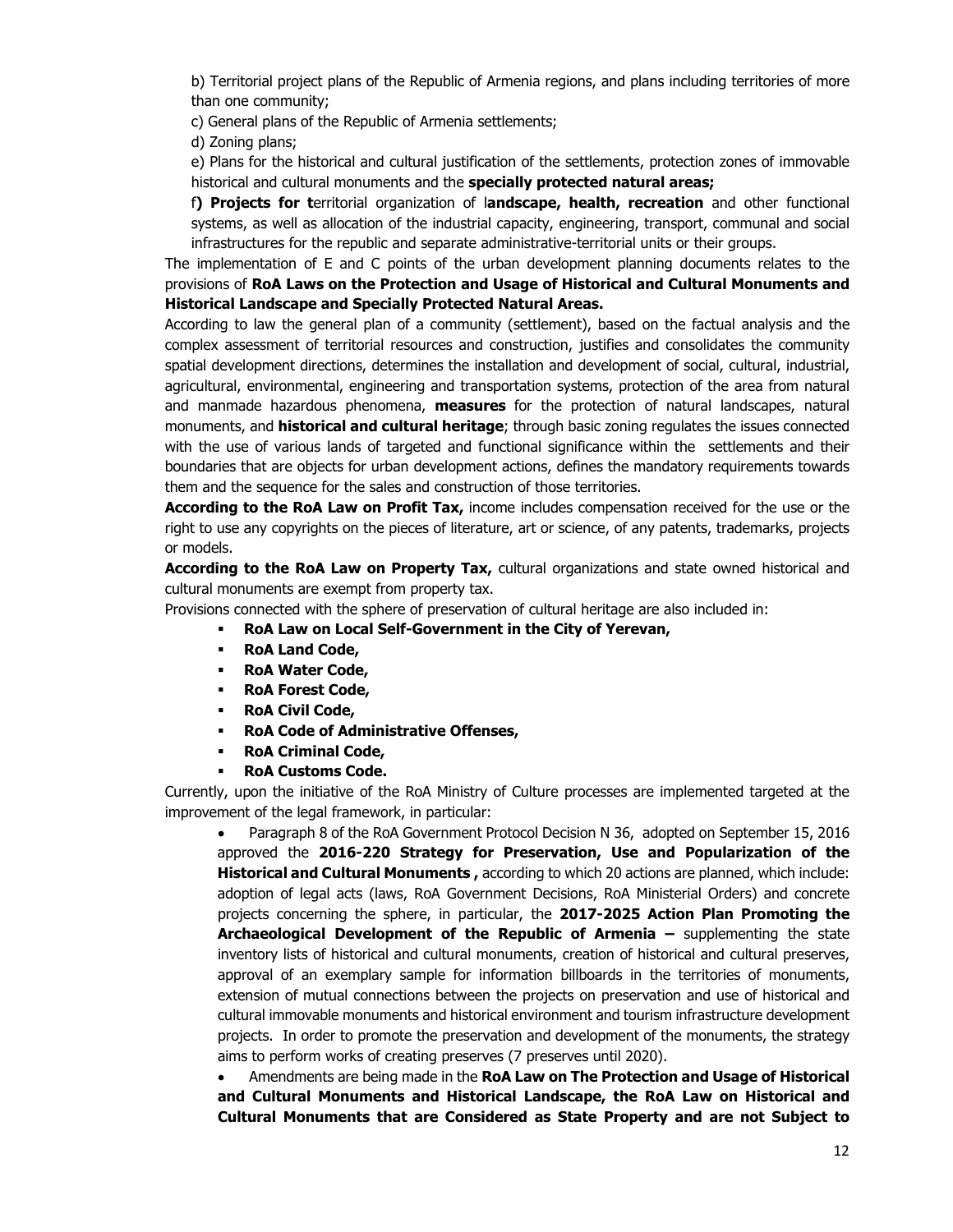b) Territorial project plans of the Republic of Armenia regions, and plans including territories of more than one community;

c) General plans of the Republic of Armenia settlements;

d) Zoning plans;

e) Plans for the historical and cultural justification of the settlements, protection zones of immovable historical and cultural monuments and the **specially protected natural areas;**

f**) Projects for t**erritorial organization of l**andscape, health, recreation** and other functional systems, as well as allocation of the industrial capacity, engineering, transport, communal and social infrastructures for the republic and separate administrative-territorial units or their groups.

The implementation of E and C points of the urban development planning documents relates to the provisions of **RoA Laws on the Protection and Usage of Historical and Cultural Monuments and Historical Landscape and Specially Protected Natural Areas.**

According to law the general plan of a community (settlement), based on the factual analysis and the complex assessment of territorial resources and construction, justifies and consolidates the community spatial development directions, determines the installation and development of social, cultural, industrial, agricultural, environmental, engineering and transportation systems, protection of the area from natural and manmade hazardous phenomena, **measures** for the protection of natural landscapes, natural monuments, and **historical and cultural heritage**; through basic zoning regulates the issues connected with the use of various lands of targeted and functional significance within the settlements and their boundaries that are objects for urban development actions, defines the mandatory requirements towards them and the sequence for the sales and construction of those territories.

**According to the RoA Law on Profit Tax,** income includes compensation received for the use or the right to use any copyrights on the pieces of literature, art or science, of any patents, trademarks, projects or models.

**According to the RoA Law on Property Tax,** cultural organizations and state owned historical and cultural monuments are exempt from property tax.

Provisions connected with the sphere of preservation of cultural heritage are also included in:

- **RoA Law on Local Self-Government in the City of Yerevan,**
- **RoA Land Code,**
- **RoA Water Code,**
- **RoA Forest Code,**
- **RoA Civil Code,**
- **RoA Code of Administrative Offenses,**
- **RoA Criminal Code,**
- **RoA Customs Code.**

Currently, upon the initiative of the RoA Ministry of Culture processes are implemented targeted at the improvement of the legal framework, in particular:

- Paragraph 8 of the RoA Government Protocol Decision N 36, adopted on September 15, 2016 approved the **2016-220 Strategy for Preservation, Use and Popularization of the Historical and Cultural Monuments ,** according to which 20 actions are planned, which include: adoption of legal acts (laws, RoA Government Decisions, RoA Ministerial Orders) and concrete projects concerning the sphere, in particular, the **2017-2025 Action Plan Promoting the Archaeological Development of the Republic of Armenia –** supplementing the state inventory lists of historical and cultural monuments, creation of historical and cultural preserves, approval of an exemplary sample for information billboards in the territories of monuments, extension of mutual connections between the projects on preservation and use of historical and cultural immovable monuments and historical environment and tourism infrastructure development projects. In order to promote the preservation and development of the monuments, the strategy aims to perform works of creating preserves (7 preserves until 2020).
- Amendments are being made in the **RoA Law on The Protection and Usage of Historical and Cultural Monuments and Historical Landscape, the RoA Law on Historical and Cultural Monuments that are Considered as State Property and are not Subject to**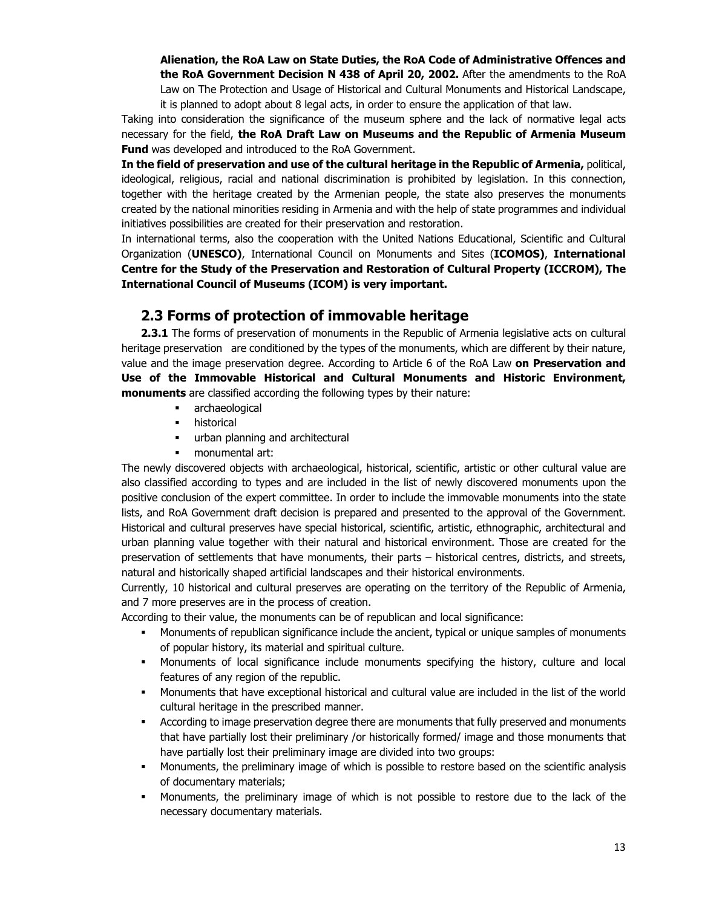**Alienation, the RoA Law on State Duties, the RoA Code of Administrative Offences and the RoA Government Decision N 438 of April 20, 2002.** After the amendments to the RoA Law on The Protection and Usage of Historical and Cultural Monuments and Historical Landscape, it is planned to adopt about 8 legal acts, in order to ensure the application of that law.

Taking into consideration the significance of the museum sphere and the lack of normative legal acts necessary for the field, **the RoA Draft Law on Museums and the Republic of Armenia Museum Fund** was developed and introduced to the RoA Government.

**In the field of preservation and use of the cultural heritage in the Republic of Armenia,** political, ideological, religious, racial and national discrimination is prohibited by legislation. In this connection, together with the heritage created by the Armenian people, the state also preserves the monuments created by the national minorities residing in Armenia and with the help of state programmes and individual initiatives possibilities are created for their preservation and restoration.

In international terms, also the cooperation with the United Nations Educational, Scientific and Cultural Organization (**UNESCO)**, International Council on Monuments and Sites (**ICOMOS)**, **International Centre for the Study of the Preservation and Restoration of Cultural Property (ICCROM), The International Council of Museums (ICOM) is very important.**

## 2.3 Forms of protection of immovable heritage

**2.3.1** The forms of preservation of monuments in the Republic of Armenia legislative acts on cultural heritage preservation are conditioned by the types of the monuments, which are different by their nature, value and the image preservation degree. According to Article 6 of the RoA Law **on Preservation and Use of the Immovable Historical and Cultural Monuments and Historic Environment, monuments** are classified according the following types by their nature:

- archaeological
- historical
- urban planning and architectural
- monumental art:

The newly discovered objects with archaeological, historical, scientific, artistic or other cultural value are also classified according to types and are included in the list of newly discovered monuments upon the positive conclusion of the expert committee. In order to include the immovable monuments into the state lists, and RoA Government draft decision is prepared and presented to the approval of the Government. Historical and cultural preserves have special historical, scientific, artistic, ethnographic, architectural and urban planning value together with their natural and historical environment. Those are created for the preservation of settlements that have monuments, their parts – historical centres, districts, and streets, natural and historically shaped artificial landscapes and their historical environments.

Currently, 10 historical and cultural preserves are operating on the territory of the Republic of Armenia, and 7 more preserves are in the process of creation.

According to their value, the monuments can be of republican and local significance:

- Monuments of republican significance include the ancient, typical or unique samples of monuments of popular history, its material and spiritual culture.
- Monuments of local significance include monuments specifying the history, culture and local features of any region of the republic.
- Monuments that have exceptional historical and cultural value are included in the list of the world cultural heritage in the prescribed manner.
- According to image preservation degree there are monuments that fully preserved and monuments that have partially lost their preliminary /or historically formed/ image and those monuments that have partially lost their preliminary image are divided into two groups:
- Monuments, the preliminary image of which is possible to restore based on the scientific analysis of documentary materials;
- Monuments, the preliminary image of which is not possible to restore due to the lack of the necessary documentary materials.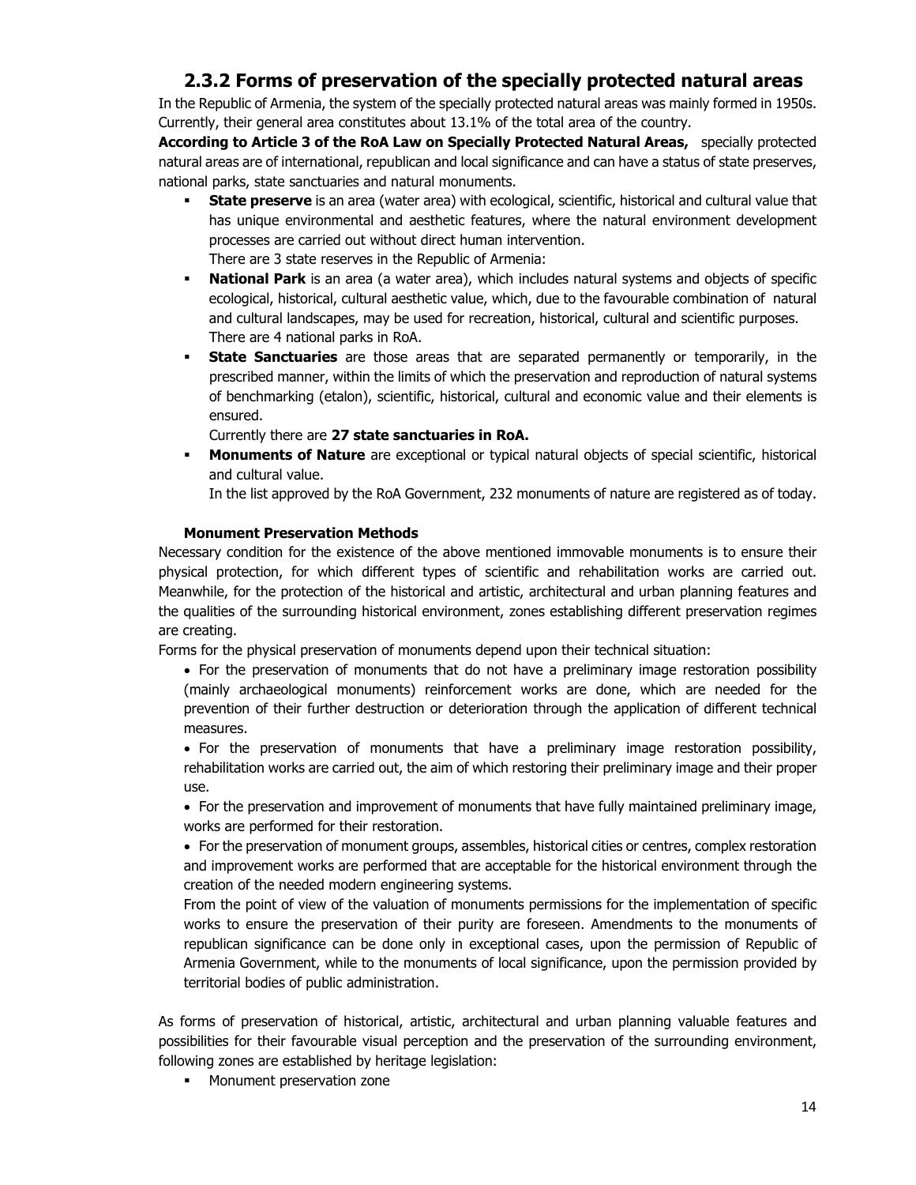## 2.3.2 Forms of preservation of the specially protected natural areas

In the Republic of Armenia, the system of the specially protected natural areas was mainly formed in 1950s. Currently, their general area constitutes about 13.1% of the total area of the country.

**According to Article 3 of the RoA Law on Specially Protected Natural Areas,** specially protected natural areas are of international, republican and local significance and can have a status of state preserves, national parks, state sanctuaries and natural monuments.

- **State preserve** is an area (water area) with ecological, scientific, historical and cultural value that has unique environmental and aesthetic features, where the natural environment development processes are carried out without direct human intervention.
  There are 3 state reserves in the Republic of Armenia:
- **National Park** is an area (a water area), which includes natural systems and objects of specific ecological, historical, cultural aesthetic value, which, due to the favourable combination of natural and cultural landscapes, may be used for recreation, historical, cultural and scientific purposes.
  There are 4 national parks in RoA.
- **State Sanctuaries** are those areas that are separated permanently or temporarily, in the prescribed manner, within the limits of which the preservation and reproduction of natural systems of benchmarking (etalon), scientific, historical, cultural and economic value and their elements is ensured.
  Currently there are **27 state sanctuaries in RoA.**
- **Monuments of Nature** are exceptional or typical natural objects of special scientific, historical and cultural value.
  In the list approved by the RoA Government, 232 monuments of nature are registered as of today.

**Monument Preservation Methods**

Necessary condition for the existence of the above mentioned immovable monuments is to ensure their physical protection, for which different types of scientific and rehabilitation works are carried out. Meanwhile, for the protection of the historical and artistic, architectural and urban planning features and the qualities of the surrounding historical environment, zones establishing different preservation regimes are creating.

Forms for the physical preservation of monuments depend upon their technical situation:

- For the preservation of monuments that do not have a preliminary image restoration possibility (mainly archaeological monuments) reinforcement works are done, which are needed for the prevention of their further destruction or deterioration through the application of different technical measures.
- For the preservation of monuments that have a preliminary image restoration possibility, rehabilitation works are carried out, the aim of which restoring their preliminary image and their proper use.
- For the preservation and improvement of monuments that have fully maintained preliminary image, works are performed for their restoration.
- For the preservation of monument groups, assembles, historical cities or centres, complex restoration and improvement works are performed that are acceptable for the historical environment through the creation of the needed modern engineering systems.

From the point of view of the valuation of monuments permissions for the implementation of specific works to ensure the preservation of their purity are foreseen. Amendments to the monuments of republican significance can be done only in exceptional cases, upon the permission of Republic of Armenia Government, while to the monuments of local significance, upon the permission provided by territorial bodies of public administration.

As forms of preservation of historical, artistic, architectural and urban planning valuable features and possibilities for their favourable visual perception and the preservation of the surrounding environment, following zones are established by heritage legislation:

- Monument preservation zone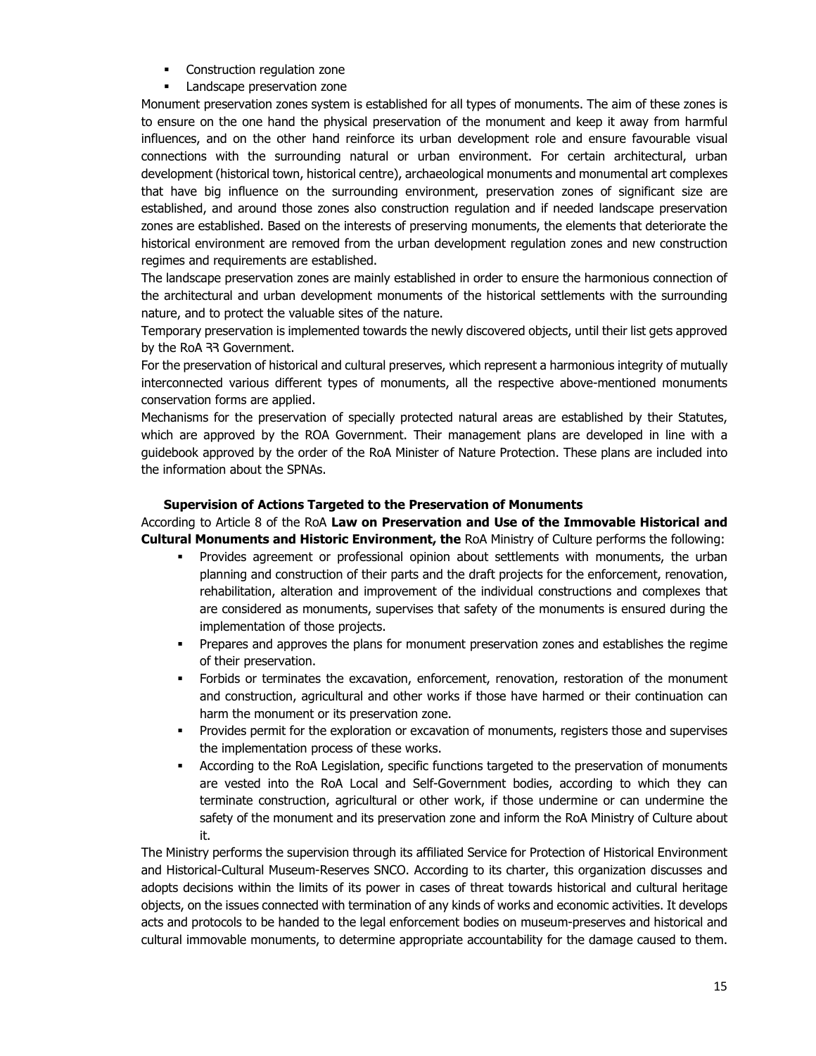- Construction regulation zone
- Landscape preservation zone

Monument preservation zones system is established for all types of monuments. The aim of these zones is to ensure on the one hand the physical preservation of the monument and keep it away from harmful influences, and on the other hand reinforce its urban development role and ensure favourable visual connections with the surrounding natural or urban environment. For certain architectural, urban development (historical town, historical centre), archaeological monuments and monumental art complexes that have big influence on the surrounding environment, preservation zones of significant size are established, and around those zones also construction regulation and if needed landscape preservation zones are established. Based on the interests of preserving monuments, the elements that deteriorate the historical environment are removed from the urban development regulation zones and new construction regimes and requirements are established.

The landscape preservation zones are mainly established in order to ensure the harmonious connection of the architectural and urban development monuments of the historical settlements with the surrounding nature, and to protect the valuable sites of the nature.

Temporary preservation is implemented towards the newly discovered objects, until their list gets approved by the RoA ՀՀ Government.

For the preservation of historical and cultural preserves, which represent a harmonious integrity of mutually interconnected various different types of monuments, all the respective above-mentioned monuments conservation forms are applied.

Mechanisms for the preservation of specially protected natural areas are established by their Statutes, which are approved by the ROA Government. Their management plans are developed in line with a guidebook approved by the order of the RoA Minister of Nature Protection. These plans are included into the information about the SPNAs.

**Supervision of Actions Targeted to the Preservation of Monuments**

According to Article 8 of the RoA **Law on Preservation and Use of the Immovable Historical and Cultural Monuments and Historic Environment, the** RoA Ministry of Culture performs the following:

- Provides agreement or professional opinion about settlements with monuments, the urban planning and construction of their parts and the draft projects for the enforcement, renovation, rehabilitation, alteration and improvement of the individual constructions and complexes that are considered as monuments, supervises that safety of the monuments is ensured during the implementation of those projects.
- Prepares and approves the plans for monument preservation zones and establishes the regime of their preservation.
- Forbids or terminates the excavation, enforcement, renovation, restoration of the monument and construction, agricultural and other works if those have harmed or their continuation can harm the monument or its preservation zone.
- Provides permit for the exploration or excavation of monuments, registers those and supervises the implementation process of these works.
- According to the RoA Legislation, specific functions targeted to the preservation of monuments are vested into the RoA Local and Self-Government bodies, according to which they can terminate construction, agricultural or other work, if those undermine or can undermine the safety of the monument and its preservation zone and inform the RoA Ministry of Culture about it.

The Ministry performs the supervision through its affiliated Service for Protection of Historical Environment and Historical-Cultural Museum-Reserves SNCO. According to its charter, this organization discusses and adopts decisions within the limits of its power in cases of threat towards historical and cultural heritage objects, on the issues connected with termination of any kinds of works and economic activities. It develops acts and protocols to be handed to the legal enforcement bodies on museum-preserves and historical and cultural immovable monuments, to determine appropriate accountability for the damage caused to them.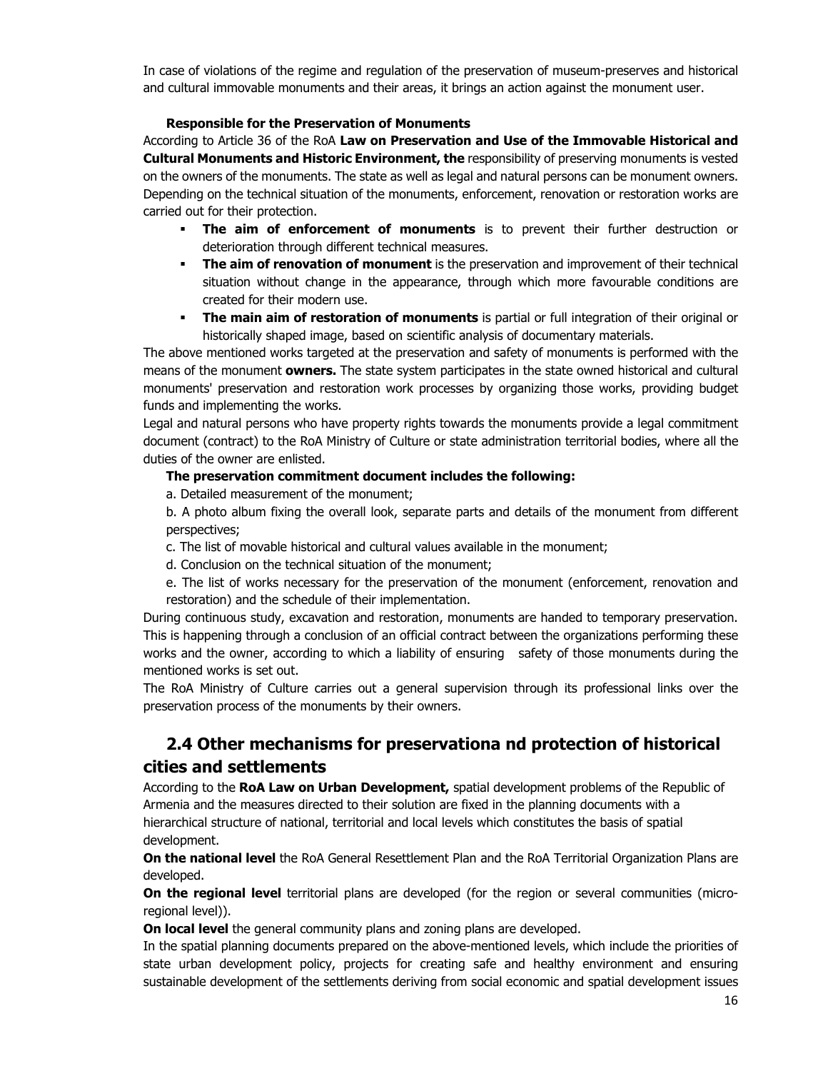In case of violations of the regime and regulation of the preservation of museum-preserves and historical and cultural immovable monuments and their areas, it brings an action against the monument user.

**Responsible for the Preservation of Monuments**

According to Article 36 of the RoA **Law on Preservation and Use of the Immovable Historical and Cultural Monuments and Historic Environment, the** responsibility of preserving monuments is vested on the owners of the monuments. The state as well as legal and natural persons can be monument owners. Depending on the technical situation of the monuments, enforcement, renovation or restoration works are carried out for their protection.

- **The aim of enforcement of monuments** is to prevent their further destruction or deterioration through different technical measures.
- **The aim of renovation of monument** is the preservation and improvement of their technical situation without change in the appearance, through which more favourable conditions are created for their modern use.
- **The main aim of restoration of monuments** is partial or full integration of their original or historically shaped image, based on scientific analysis of documentary materials.

The above mentioned works targeted at the preservation and safety of monuments is performed with the means of the monument **owners.** The state system participates in the state owned historical and cultural monuments' preservation and restoration work processes by organizing those works, providing budget funds and implementing the works.

Legal and natural persons who have property rights towards the monuments provide a legal commitment document (contract) to the RoA Ministry of Culture or state administration territorial bodies, where all the duties of the owner are enlisted.

**The preservation commitment document includes the following:**

a. Detailed measurement of the monument;

b. A photo album fixing the overall look, separate parts and details of the monument from different perspectives;

c. The list of movable historical and cultural values available in the monument;

d. Conclusion on the technical situation of the monument;

e. The list of works necessary for the preservation of the monument (enforcement, renovation and restoration) and the schedule of their implementation.

During continuous study, excavation and restoration, monuments are handed to temporary preservation. This is happening through a conclusion of an official contract between the organizations performing these works and the owner, according to which a liability of ensuring safety of those monuments during the mentioned works is set out.

The RoA Ministry of Culture carries out a general supervision through its professional links over the preservation process of the monuments by their owners.

## 2.4 Other mechanisms for preservationa nd protection of historical cities and settlements

According to the **RoA Law on Urban Development,** spatial development problems of the Republic of Armenia and the measures directed to their solution are fixed in the planning documents with a hierarchical structure of national, territorial and local levels which constitutes the basis of spatial development.

**On the national level** the RoA General Resettlement Plan and the RoA Territorial Organization Plans are developed.

**On the regional level** territorial plans are developed (for the region or several communities (micro-regional level)).

**On local level** the general community plans and zoning plans are developed.

In the spatial planning documents prepared on the above-mentioned levels, which include the priorities of state urban development policy, projects for creating safe and healthy environment and ensuring sustainable development of the settlements deriving from social economic and spatial development issues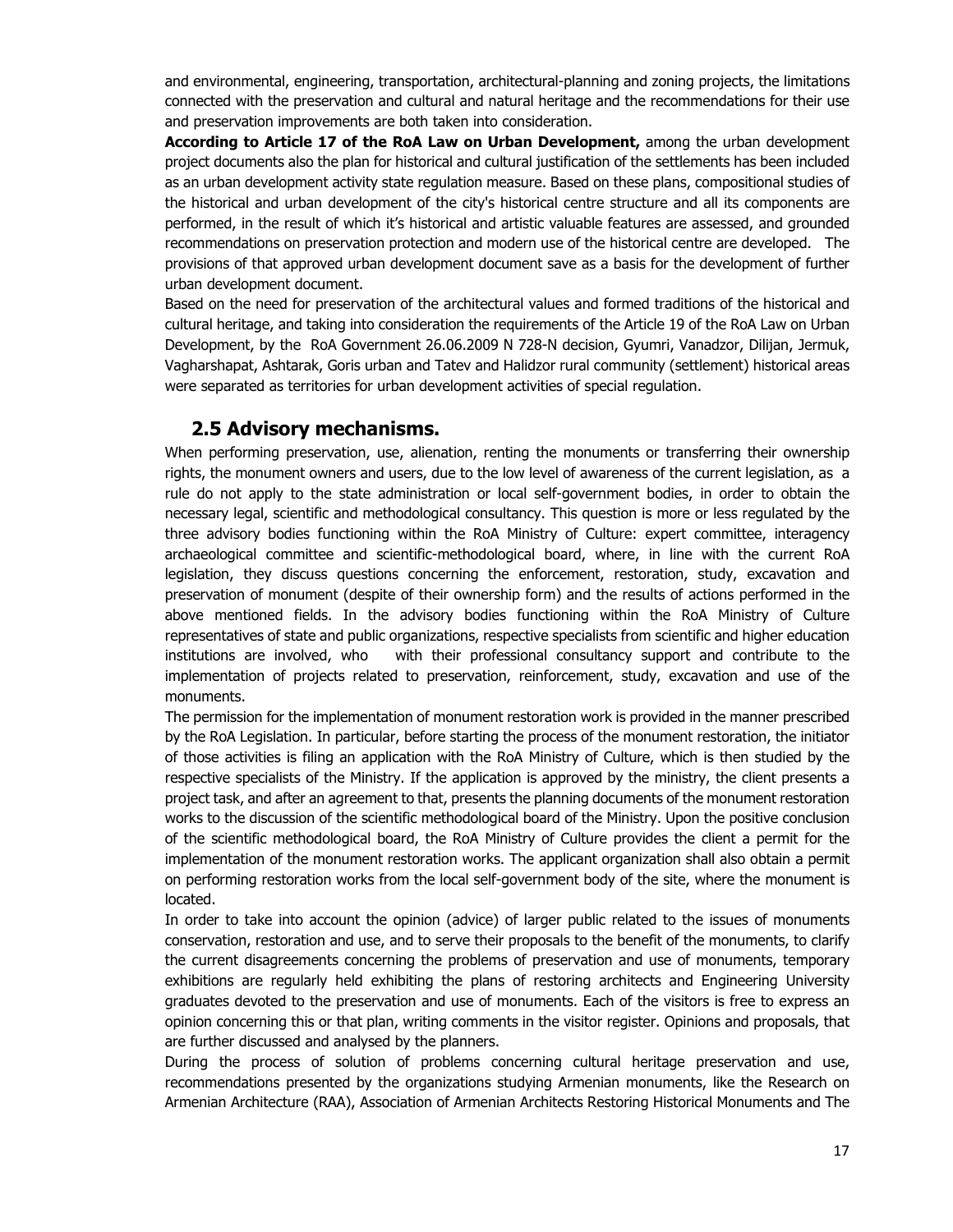and environmental, engineering, transportation, architectural-planning and zoning projects, the limitations connected with the preservation and cultural and natural heritage and the recommendations for their use and preservation improvements are both taken into consideration.

**According to Article 17 of the RoA Law on Urban Development,** among the urban development project documents also the plan for historical and cultural justification of the settlements has been included as an urban development activity state regulation measure. Based on these plans, compositional studies of the historical and urban development of the city's historical centre structure and all its components are performed, in the result of which it's historical and artistic valuable features are assessed, and grounded recommendations on preservation protection and modern use of the historical centre are developed. The provisions of that approved urban development document save as a basis for the development of further urban development document.

Based on the need for preservation of the architectural values and formed traditions of the historical and cultural heritage, and taking into consideration the requirements of the Article 19 of the RoA Law on Urban Development, by the RoA Government 26.06.2009 N 728-N decision, Gyumri, Vanadzor, Dilijan, Jermuk, Vagharshapat, Ashtarak, Goris urban and Tatev and Halidzor rural community (settlement) historical areas were separated as territories for urban development activities of special regulation.

## 2.5 Advisory mechanisms.

When performing preservation, use, alienation, renting the monuments or transferring their ownership rights, the monument owners and users, due to the low level of awareness of the current legislation, as a rule do not apply to the state administration or local self-government bodies, in order to obtain the necessary legal, scientific and methodological consultancy. This question is more or less regulated by the three advisory bodies functioning within the RoA Ministry of Culture: expert committee, interagency archaeological committee and scientific-methodological board, where, in line with the current RoA legislation, they discuss questions concerning the enforcement, restoration, study, excavation and preservation of monument (despite of their ownership form) and the results of actions performed in the above mentioned fields. In the advisory bodies functioning within the RoA Ministry of Culture representatives of state and public organizations, respective specialists from scientific and higher education institutions are involved, who with their professional consultancy support and contribute to the implementation of projects related to preservation, reinforcement, study, excavation and use of the monuments.

The permission for the implementation of monument restoration work is provided in the manner prescribed by the RoA Legislation. In particular, before starting the process of the monument restoration, the initiator of those activities is filing an application with the RoA Ministry of Culture, which is then studied by the respective specialists of the Ministry. If the application is approved by the ministry, the client presents a project task, and after an agreement to that, presents the planning documents of the monument restoration works to the discussion of the scientific methodological board of the Ministry. Upon the positive conclusion of the scientific methodological board, the RoA Ministry of Culture provides the client a permit for the implementation of the monument restoration works. The applicant organization shall also obtain a permit on performing restoration works from the local self-government body of the site, where the monument is located.

In order to take into account the opinion (advice) of larger public related to the issues of monuments conservation, restoration and use, and to serve their proposals to the benefit of the monuments, to clarify the current disagreements concerning the problems of preservation and use of monuments, temporary exhibitions are regularly held exhibiting the plans of restoring architects and Engineering University graduates devoted to the preservation and use of monuments. Each of the visitors is free to express an opinion concerning this or that plan, writing comments in the visitor register. Opinions and proposals, that are further discussed and analysed by the planners.

During the process of solution of problems concerning cultural heritage preservation and use, recommendations presented by the organizations studying Armenian monuments, like the Research on Armenian Architecture (RAA), Association of Armenian Architects Restoring Historical Monuments and The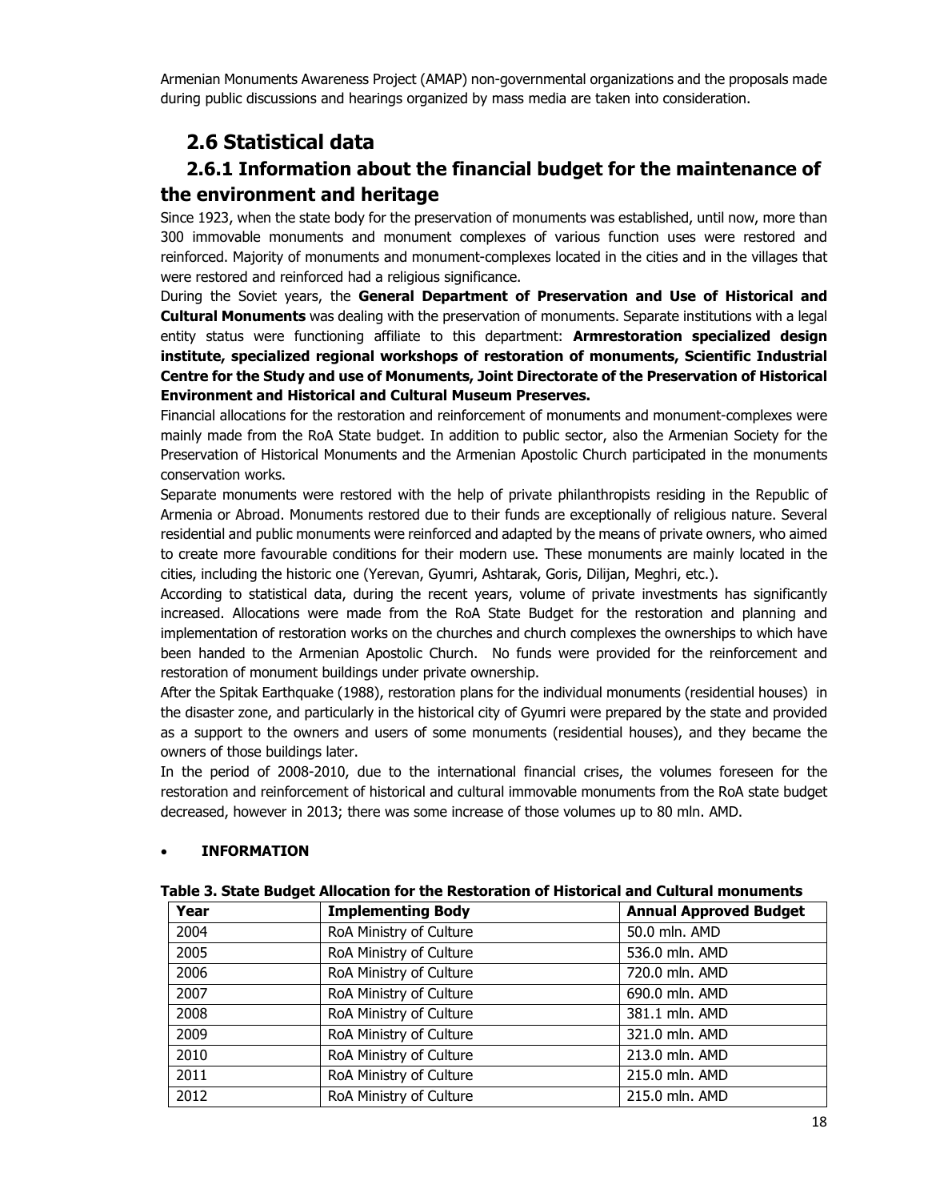Armenian Monuments Awareness Project (AMAP) non-governmental organizations and the proposals made during public discussions and hearings organized by mass media are taken into consideration.

## 2.6 Statistical data

### 2.6.1 Information about the financial budget for the maintenance of the environment and heritage

Since 1923, when the state body for the preservation of monuments was established, until now, more than 300 immovable monuments and monument complexes of various function uses were restored and reinforced. Majority of monuments and monument-complexes located in the cities and in the villages that were restored and reinforced had a religious significance.

During the Soviet years, the **General Department of Preservation and Use of Historical and Cultural Monuments** was dealing with the preservation of monuments. Separate institutions with a legal entity status were functioning affiliate to this department: **Armrestoration specialized design institute, specialized regional workshops of restoration of monuments, Scientific Industrial Centre for the Study and use of Monuments, Joint Directorate of the Preservation of Historical Environment and Historical and Cultural Museum Preserves.**

Financial allocations for the restoration and reinforcement of monuments and monument-complexes were mainly made from the RoA State budget. In addition to public sector, also the Armenian Society for the Preservation of Historical Monuments and the Armenian Apostolic Church participated in the monuments conservation works.

Separate monuments were restored with the help of private philanthropists residing in the Republic of Armenia or Abroad. Monuments restored due to their funds are exceptionally of religious nature. Several residential and public monuments were reinforced and adapted by the means of private owners, who aimed to create more favourable conditions for their modern use. These monuments are mainly located in the cities, including the historic one (Yerevan, Gyumri, Ashtarak, Goris, Dilijan, Meghri, etc.).

According to statistical data, during the recent years, volume of private investments has significantly increased. Allocations were made from the RoA State Budget for the restoration and planning and implementation of restoration works on the churches and church complexes the ownerships to which have been handed to the Armenian Apostolic Church. No funds were provided for the reinforcement and restoration of monument buildings under private ownership.

After the Spitak Earthquake (1988), restoration plans for the individual monuments (residential houses) in the disaster zone, and particularly in the historical city of Gyumri were prepared by the state and provided as a support to the owners and users of some monuments (residential houses), and they became the owners of those buildings later.

In the period of 2008-2010, due to the international financial crises, the volumes foreseen for the restoration and reinforcement of historical and cultural immovable monuments from the RoA state budget decreased, however in 2013; there was some increase of those volumes up to 80 mln. AMD.

- **INFORMATION**

**Table 3. State Budget Allocation for the Restoration of Historical and Cultural monuments**

| Year | Implementing Body | Annual Approved Budget |
|---|---|---|
| 2004 | RoA Ministry of Culture | 50.0 mln. AMD |
| 2005 | RoA Ministry of Culture | 536.0 mln. AMD |
| 2006 | RoA Ministry of Culture | 720.0 mln. AMD |
| 2007 | RoA Ministry of Culture | 690.0 mln. AMD |
| 2008 | RoA Ministry of Culture | 381.1 mln. AMD |
| 2009 | RoA Ministry of Culture | 321.0 mln. AMD |
| 2010 | RoA Ministry of Culture | 213.0 mln. AMD |
| 2011 | RoA Ministry of Culture | 215.0 mln. AMD |
| 2012 | RoA Ministry of Culture | 215.0 mln. AMD |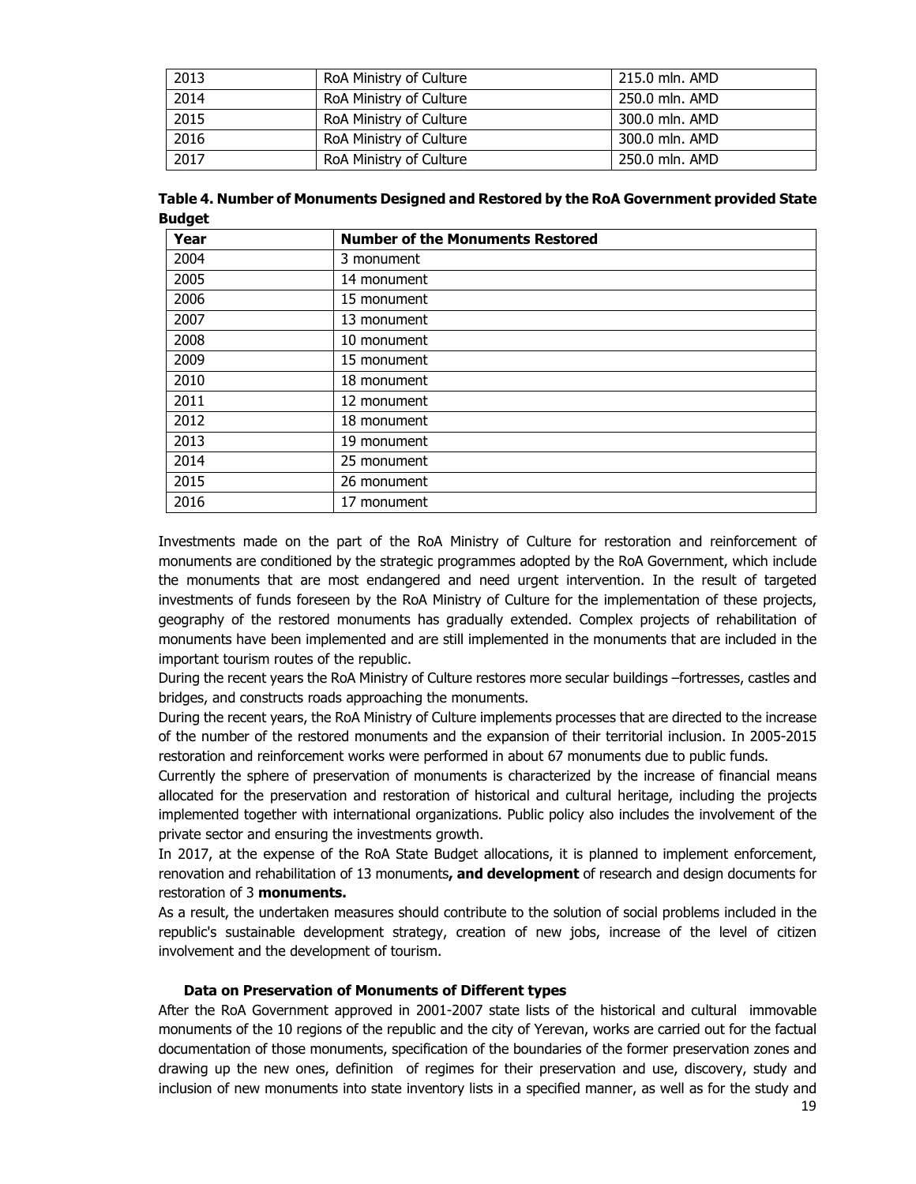| 2013 | RoA Ministry of Culture | 215.0 mln. AMD |
|---|---|---|
| 2014 | RoA Ministry of Culture | 250.0 mln. AMD |
| 2015 | RoA Ministry of Culture | 300.0 mln. AMD |
| 2016 | RoA Ministry of Culture | 300.0 mln. AMD |
| 2017 | RoA Ministry of Culture | 250.0 mln. AMD |

**Table 4. Number of Monuments Designed and Restored by the RoA Government provided State Budget**

| Year | Number of the Monuments Restored |
|---|---|
| 2004 | 3 monument |
| 2005 | 14 monument |
| 2006 | 15 monument |
| 2007 | 13 monument |
| 2008 | 10 monument |
| 2009 | 15 monument |
| 2010 | 18 monument |
| 2011 | 12 monument |
| 2012 | 18 monument |
| 2013 | 19 monument |
| 2014 | 25 monument |
| 2015 | 26 monument |
| 2016 | 17 monument |

Investments made on the part of the RoA Ministry of Culture for restoration and reinforcement of monuments are conditioned by the strategic programmes adopted by the RoA Government, which include the monuments that are most endangered and need urgent intervention. In the result of targeted investments of funds foreseen by the RoA Ministry of Culture for the implementation of these projects, geography of the restored monuments has gradually extended. Complex projects of rehabilitation of monuments have been implemented and are still implemented in the monuments that are included in the important tourism routes of the republic.

During the recent years the RoA Ministry of Culture restores more secular buildings –fortresses, castles and bridges, and constructs roads approaching the monuments.

During the recent years, the RoA Ministry of Culture implements processes that are directed to the increase of the number of the restored monuments and the expansion of their territorial inclusion. In 2005-2015 restoration and reinforcement works were performed in about 67 monuments due to public funds.

Currently the sphere of preservation of monuments is characterized by the increase of financial means allocated for the preservation and restoration of historical and cultural heritage, including the projects implemented together with international organizations. Public policy also includes the involvement of the private sector and ensuring the investments growth.

In 2017, at the expense of the RoA State Budget allocations, it is planned to implement enforcement, renovation and rehabilitation of 13 monuments**, and development** of research and design documents for restoration of 3 **monuments.**

As a result, the undertaken measures should contribute to the solution of social problems included in the republic's sustainable development strategy, creation of new jobs, increase of the level of citizen involvement and the development of tourism.

**Data on Preservation of Monuments of Different types**

After the RoA Government approved in 2001-2007 state lists of the historical and cultural immovable monuments of the 10 regions of the republic and the city of Yerevan, works are carried out for the factual documentation of those monuments, specification of the boundaries of the former preservation zones and drawing up the new ones, definition of regimes for their preservation and use, discovery, study and inclusion of new monuments into state inventory lists in a specified manner, as well as for the study and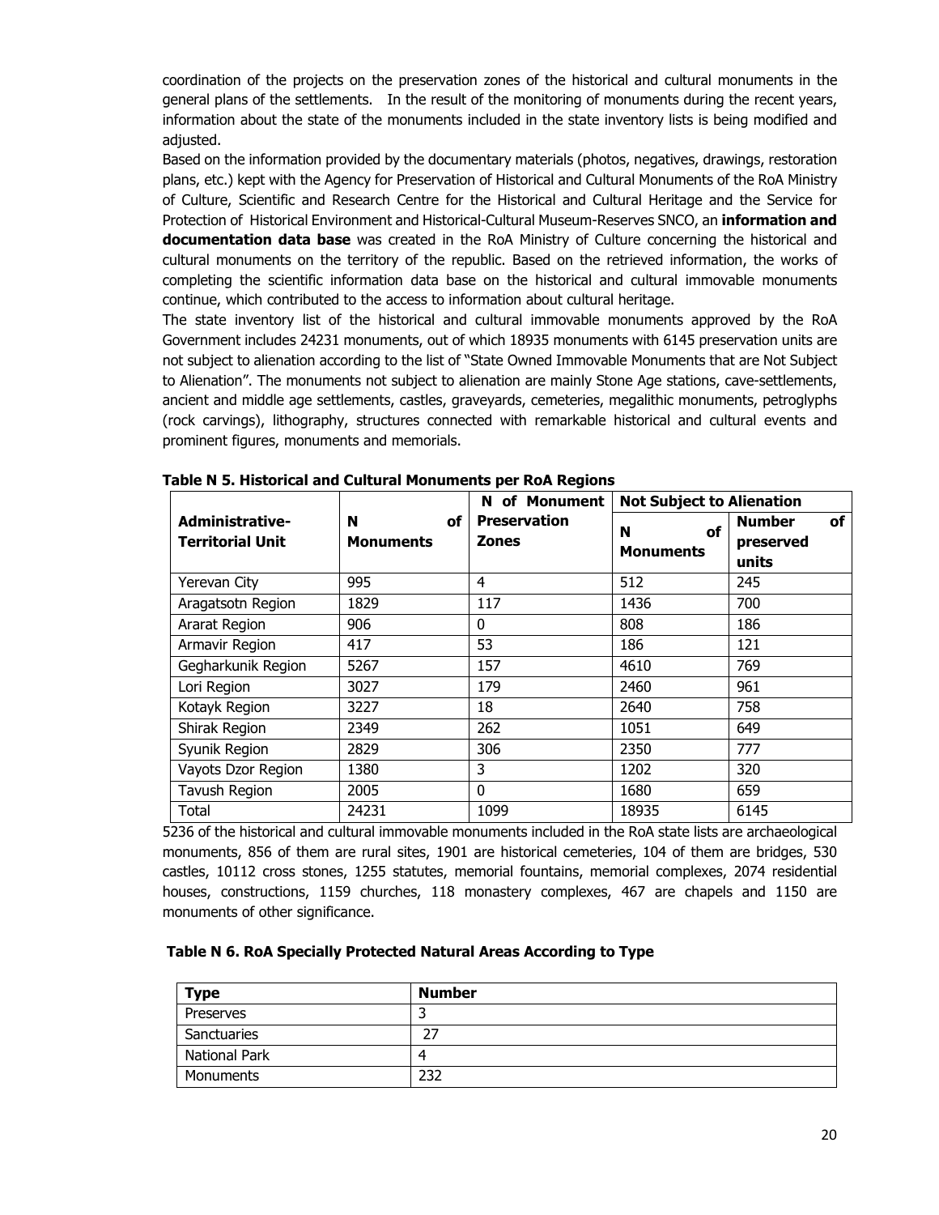coordination of the projects on the preservation zones of the historical and cultural monuments in the general plans of the settlements. In the result of the monitoring of monuments during the recent years, information about the state of the monuments included in the state inventory lists is being modified and adjusted.

Based on the information provided by the documentary materials (photos, negatives, drawings, restoration plans, etc.) kept with the Agency for Preservation of Historical and Cultural Monuments of the RoA Ministry of Culture, Scientific and Research Centre for the Historical and Cultural Heritage and the Service for Protection of Historical Environment and Historical-Cultural Museum-Reserves SNCO, an **information and documentation data base** was created in the RoA Ministry of Culture concerning the historical and cultural monuments on the territory of the republic. Based on the retrieved information, the works of completing the scientific information data base on the historical and cultural immovable monuments continue, which contributed to the access to information about cultural heritage.

The state inventory list of the historical and cultural immovable monuments approved by the RoA Government includes 24231 monuments, out of which 18935 monuments with 6145 preservation units are not subject to alienation according to the list of "State Owned Immovable Monuments that are Not Subject to Alienation". The monuments not subject to alienation are mainly Stone Age stations, cave-settlements, ancient and middle age settlements, castles, graveyards, cemeteries, megalithic monuments, petroglyphs (rock carvings), lithography, structures connected with remarkable historical and cultural events and prominent figures, monuments and memorials.

**Table N 5. Historical and Cultural Monuments per RoA Regions**

| Administrative-Territorial Unit | N of Monuments | N of Monument Preservation Zones | Not Subject to Alienation | |
|---|---|---|---|---|
| | | | N of Monuments | Number of preserved units |
| Yerevan City | 995 | 4 | 512 | 245 |
| Aragatsotn Region | 1829 | 117 | 1436 | 700 |
| Ararat Region | 906 | 0 | 808 | 186 |
| Armavir Region | 417 | 53 | 186 | 121 |
| Gegharkunik Region | 5267 | 157 | 4610 | 769 |
| Lori Region | 3027 | 179 | 2460 | 961 |
| Kotayk Region | 3227 | 18 | 2640 | 758 |
| Shirak Region | 2349 | 262 | 1051 | 649 |
| Syunik Region | 2829 | 306 | 2350 | 777 |
| Vayots Dzor Region | 1380 | 3 | 1202 | 320 |
| Tavush Region | 2005 | 0 | 1680 | 659 |
| Total | 24231 | 1099 | 18935 | 6145 |

5236 of the historical and cultural immovable monuments included in the RoA state lists are archaeological monuments, 856 of them are rural sites, 1901 are historical cemeteries, 104 of them are bridges, 530 castles, 10112 cross stones, 1255 statutes, memorial fountains, memorial complexes, 2074 residential houses, constructions, 1159 churches, 118 monastery complexes, 467 are chapels and 1150 are monuments of other significance.

**Table N 6. RoA Specially Protected Natural Areas According to Type**

| Type | Number |
|---|---|
| Preserves | 3 |
| Sanctuaries | 27 |
| National Park | 4 |
| Monuments | 232 |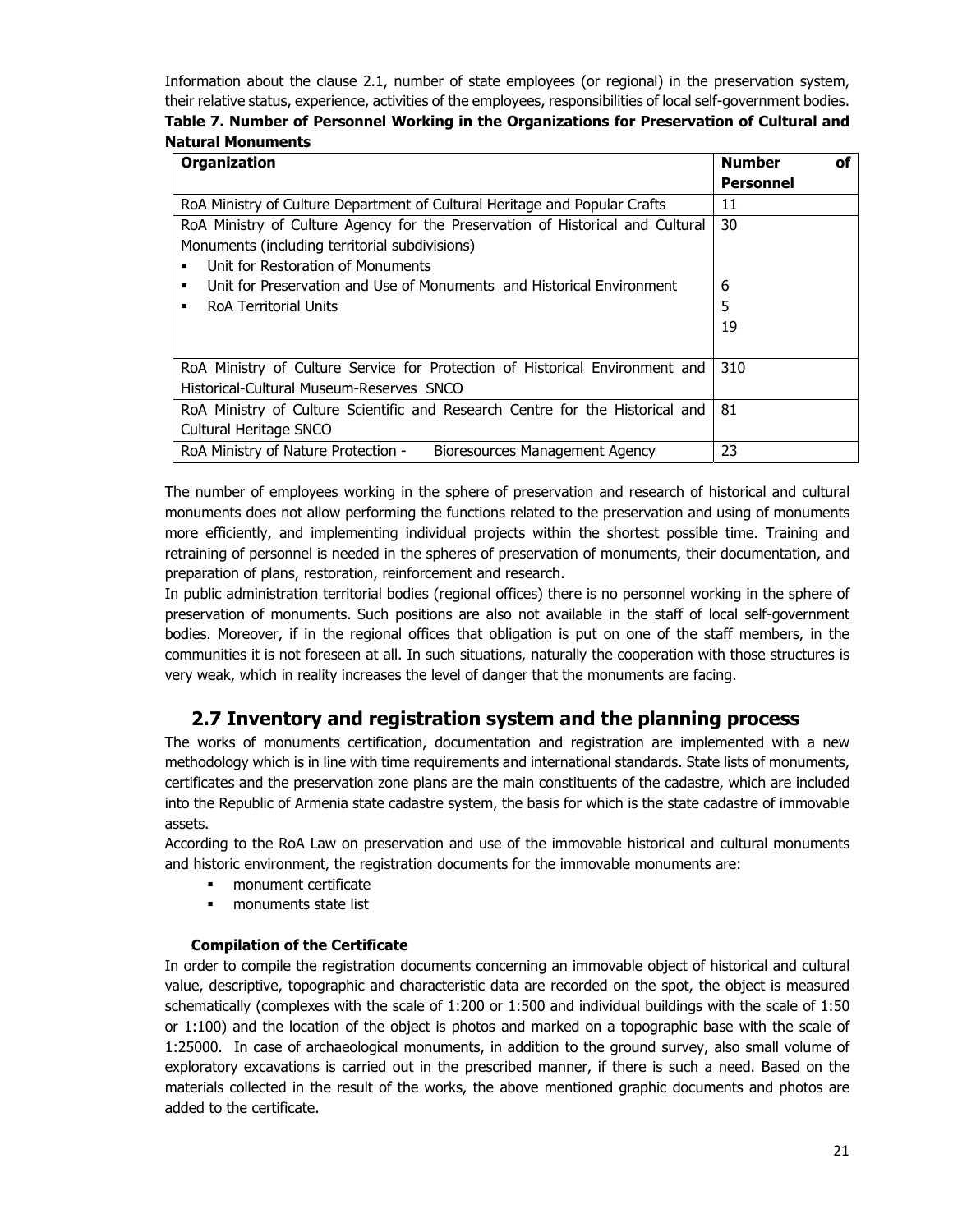Information about the clause 2.1, number of state employees (or regional) in the preservation system, their relative status, experience, activities of the employees, responsibilities of local self-government bodies.

**Table 7. Number of Personnel Working in the Organizations for Preservation of Cultural and Natural Monuments**

| Organization | Number of Personnel |
| --- | --- |
| RoA Ministry of Culture Department of Cultural Heritage and Popular Crafts | 11 |
| RoA Ministry of Culture Agency for the Preservation of Historical and Cultural Monuments (including territorial subdivisions) | 30 |
| ▪ Unit for Restoration of Monuments | 6 |
| ▪ Unit for Preservation and Use of Monuments and Historical Environment | 5 |
| ▪ RoA Territorial Units | 19 |
| RoA Ministry of Culture Service for Protection of Historical Environment and Historical-Cultural Museum-Reserves SNCO | 310 |
| RoA Ministry of Culture Scientific and Research Centre for the Historical and Cultural Heritage SNCO | 81 |
| RoA Ministry of Nature Protection - Bioresources Management Agency | 23 |

The number of employees working in the sphere of preservation and research of historical and cultural monuments does not allow performing the functions related to the preservation and using of monuments more efficiently, and implementing individual projects within the shortest possible time. Training and retraining of personnel is needed in the spheres of preservation of monuments, their documentation, and preparation of plans, restoration, reinforcement and research.

In public administration territorial bodies (regional offices) there is no personnel working in the sphere of preservation of monuments. Such positions are also not available in the staff of local self-government bodies. Moreover, if in the regional offices that obligation is put on one of the staff members, in the communities it is not foreseen at all. In such situations, naturally the cooperation with those structures is very weak, which in reality increases the level of danger that the monuments are facing.

## 2.7 Inventory and registration system and the planning process

The works of monuments certification, documentation and registration are implemented with a new methodology which is in line with time requirements and international standards. State lists of monuments, certificates and the preservation zone plans are the main constituents of the cadastre, which are included into the Republic of Armenia state cadastre system, the basis for which is the state cadastre of immovable assets.

According to the RoA Law on preservation and use of the immovable historical and cultural monuments and historic environment, the registration documents for the immovable monuments are:

- monument certificate
- monuments state list

### Compilation of the Certificate

In order to compile the registration documents concerning an immovable object of historical and cultural value, descriptive, topographic and characteristic data are recorded on the spot, the object is measured schematically (complexes with the scale of 1:200 or 1:500 and individual buildings with the scale of 1:50 or 1:100) and the location of the object is photos and marked on a topographic base with the scale of 1:25000. In case of archaeological monuments, in addition to the ground survey, also small volume of exploratory excavations is carried out in the prescribed manner, if there is such a need. Based on the materials collected in the result of the works, the above mentioned graphic documents and photos are added to the certificate.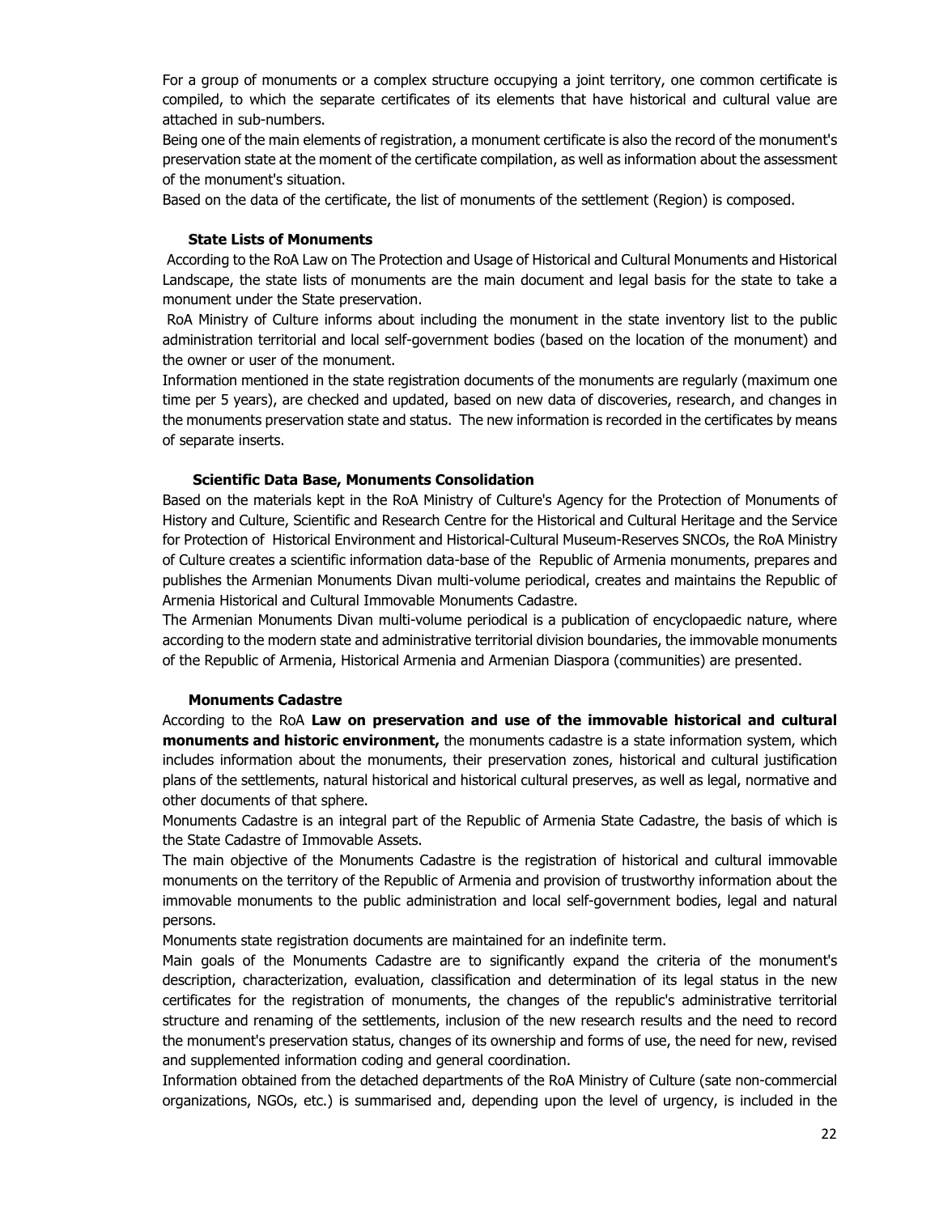For a group of monuments or a complex structure occupying a joint territory, one common certificate is compiled, to which the separate certificates of its elements that have historical and cultural value are attached in sub-numbers.

Being one of the main elements of registration, a monument certificate is also the record of the monument's preservation state at the moment of the certificate compilation, as well as information about the assessment of the monument's situation.

Based on the data of the certificate, the list of monuments of the settlement (Region) is composed.

### State Lists of Monuments

According to the RoA Law on The Protection and Usage of Historical and Cultural Monuments and Historical Landscape, the state lists of monuments are the main document and legal basis for the state to take a monument under the State preservation.

RoA Ministry of Culture informs about including the monument in the state inventory list to the public administration territorial and local self-government bodies (based on the location of the monument) and the owner or user of the monument.

Information mentioned in the state registration documents of the monuments are regularly (maximum one time per 5 years), are checked and updated, based on new data of discoveries, research, and changes in the monuments preservation state and status. The new information is recorded in the certificates by means of separate inserts.

### Scientific Data Base, Monuments Consolidation

Based on the materials kept in the RoA Ministry of Culture's Agency for the Protection of Monuments of History and Culture, Scientific and Research Centre for the Historical and Cultural Heritage and the Service for Protection of Historical Environment and Historical-Cultural Museum-Reserves SNCOs, the RoA Ministry of Culture creates a scientific information data-base of the Republic of Armenia monuments, prepares and publishes the Armenian Monuments Divan multi-volume periodical, creates and maintains the Republic of Armenia Historical and Cultural Immovable Monuments Cadastre.

The Armenian Monuments Divan multi-volume periodical is a publication of encyclopaedic nature, where according to the modern state and administrative territorial division boundaries, the immovable monuments of the Republic of Armenia, Historical Armenia and Armenian Diaspora (communities) are presented.

### Monuments Cadastre

According to the RoA **Law on preservation and use of the immovable historical and cultural monuments and historic environment,** the monuments cadastre is a state information system, which includes information about the monuments, their preservation zones, historical and cultural justification plans of the settlements, natural historical and historical cultural preserves, as well as legal, normative and other documents of that sphere.

Monuments Cadastre is an integral part of the Republic of Armenia State Cadastre, the basis of which is the State Cadastre of Immovable Assets.

The main objective of the Monuments Cadastre is the registration of historical and cultural immovable monuments on the territory of the Republic of Armenia and provision of trustworthy information about the immovable monuments to the public administration and local self-government bodies, legal and natural persons.

Monuments state registration documents are maintained for an indefinite term.

Main goals of the Monuments Cadastre are to significantly expand the criteria of the monument's description, characterization, evaluation, classification and determination of its legal status in the new certificates for the registration of monuments, the changes of the republic's administrative territorial structure and renaming of the settlements, inclusion of the new research results and the need to record the monument's preservation status, changes of its ownership and forms of use, the need for new, revised and supplemented information coding and general coordination.

Information obtained from the detached departments of the RoA Ministry of Culture (sate non-commercial organizations, NGOs, etc.) is summarised and, depending upon the level of urgency, is included in the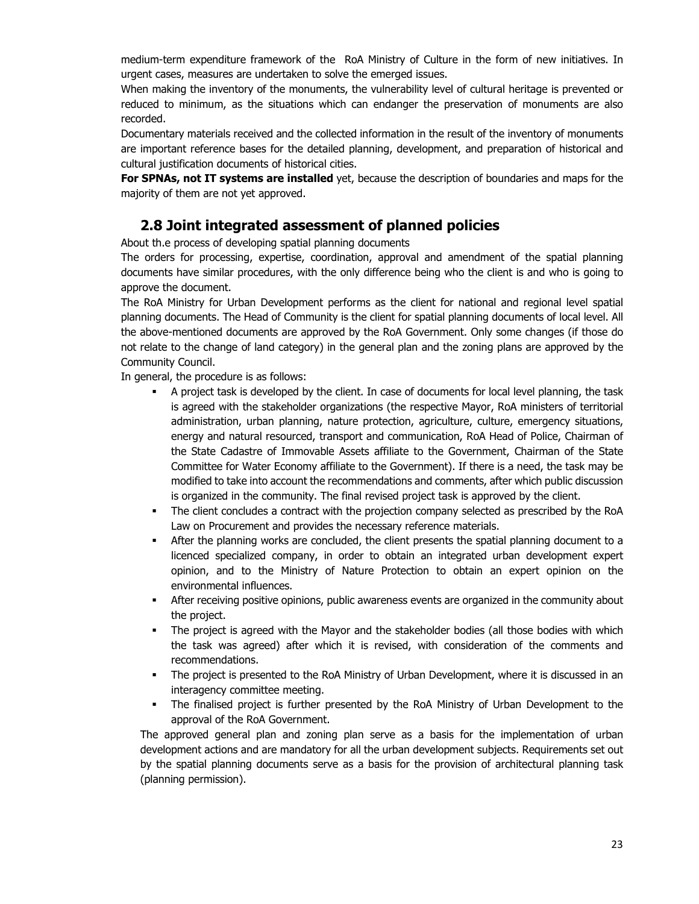medium-term expenditure framework of the RoA Ministry of Culture in the form of new initiatives. In urgent cases, measures are undertaken to solve the emerged issues.

When making the inventory of the monuments, the vulnerability level of cultural heritage is prevented or reduced to minimum, as the situations which can endanger the preservation of monuments are also recorded.

Documentary materials received and the collected information in the result of the inventory of monuments are important reference bases for the detailed planning, development, and preparation of historical and cultural justification documents of historical cities.

**For SPNAs, not IT systems are installed** yet, because the description of boundaries and maps for the majority of them are not yet approved.

## 2.8 Joint integrated assessment of planned policies

About th.e process of developing spatial planning documents

The orders for processing, expertise, coordination, approval and amendment of the spatial planning documents have similar procedures, with the only difference being who the client is and who is going to approve the document.

The RoA Ministry for Urban Development performs as the client for national and regional level spatial planning documents. The Head of Community is the client for spatial planning documents of local level. All the above-mentioned documents are approved by the RoA Government. Only some changes (if those do not relate to the change of land category) in the general plan and the zoning plans are approved by the Community Council.

In general, the procedure is as follows:

- A project task is developed by the client. In case of documents for local level planning, the task is agreed with the stakeholder organizations (the respective Mayor, RoA ministers of territorial administration, urban planning, nature protection, agriculture, culture, emergency situations, energy and natural resourced, transport and communication, RoA Head of Police, Chairman of the State Cadastre of Immovable Assets affiliate to the Government, Chairman of the State Committee for Water Economy affiliate to the Government). If there is a need, the task may be modified to take into account the recommendations and comments, after which public discussion is organized in the community. The final revised project task is approved by the client.
- The client concludes a contract with the projection company selected as prescribed by the RoA Law on Procurement and provides the necessary reference materials.
- After the planning works are concluded, the client presents the spatial planning document to a licenced specialized company, in order to obtain an integrated urban development expert opinion, and to the Ministry of Nature Protection to obtain an expert opinion on the environmental influences.
- After receiving positive opinions, public awareness events are organized in the community about the project.
- The project is agreed with the Mayor and the stakeholder bodies (all those bodies with which the task was agreed) after which it is revised, with consideration of the comments and recommendations.
- The project is presented to the RoA Ministry of Urban Development, where it is discussed in an interagency committee meeting.
- The finalised project is further presented by the RoA Ministry of Urban Development to the approval of the RoA Government.

The approved general plan and zoning plan serve as a basis for the implementation of urban development actions and are mandatory for all the urban development subjects. Requirements set out by the spatial planning documents serve as a basis for the provision of architectural planning task (planning permission).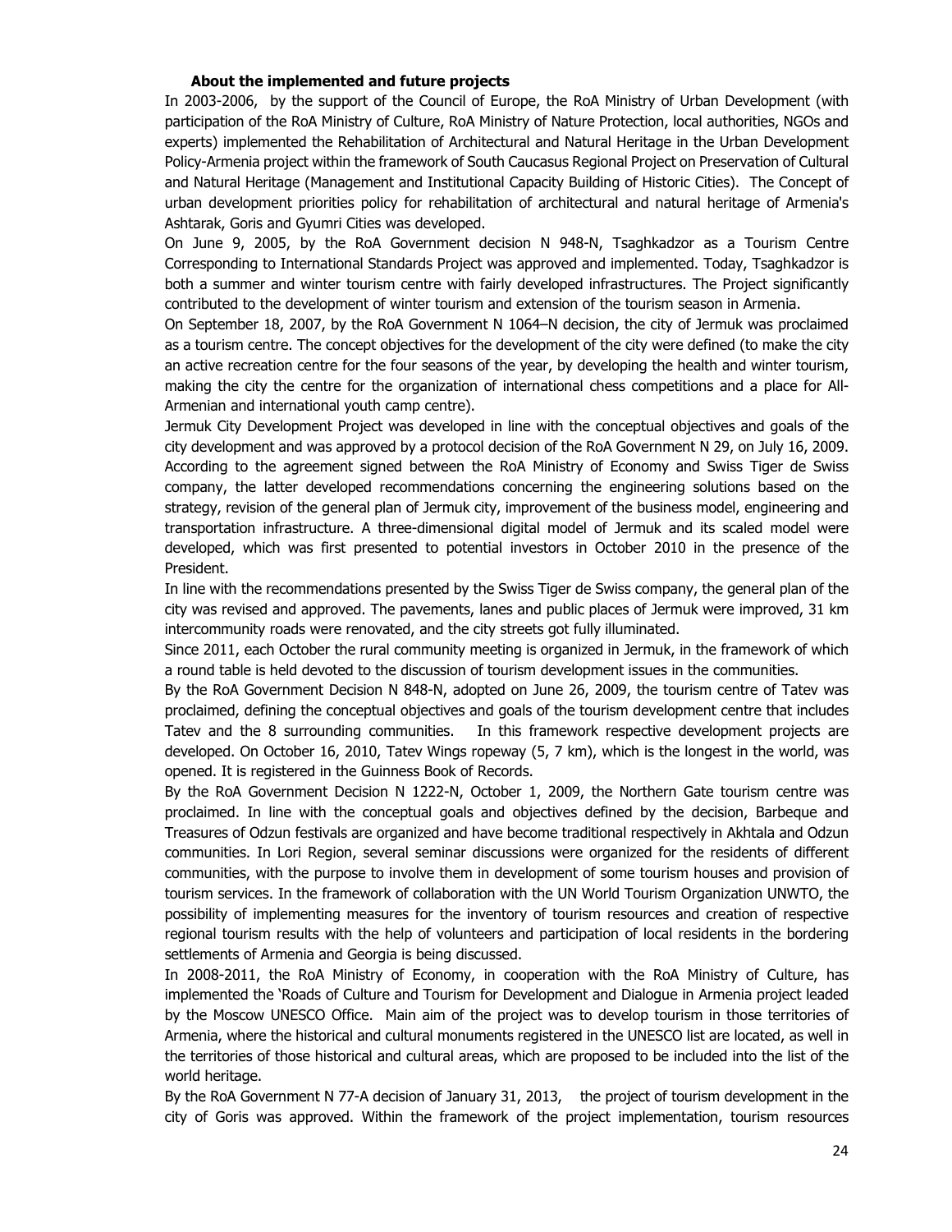### About the implemented and future projects

In 2003-2006, by the support of the Council of Europe, the RoA Ministry of Urban Development (with participation of the RoA Ministry of Culture, RoA Ministry of Nature Protection, local authorities, NGOs and experts) implemented the Rehabilitation of Architectural and Natural Heritage in the Urban Development Policy-Armenia project within the framework of South Caucasus Regional Project on Preservation of Cultural and Natural Heritage (Management and Institutional Capacity Building of Historic Cities). The Concept of urban development priorities policy for rehabilitation of architectural and natural heritage of Armenia's Ashtarak, Goris and Gyumri Cities was developed.

On June 9, 2005, by the RoA Government decision N 948-N, Tsaghkadzor as a Tourism Centre Corresponding to International Standards Project was approved and implemented. Today, Tsaghkadzor is both a summer and winter tourism centre with fairly developed infrastructures. The Project significantly contributed to the development of winter tourism and extension of the tourism season in Armenia.

On September 18, 2007, by the RoA Government N 1064–N decision, the city of Jermuk was proclaimed as a tourism centre. The concept objectives for the development of the city were defined (to make the city an active recreation centre for the four seasons of the year, by developing the health and winter tourism, making the city the centre for the organization of international chess competitions and a place for All-Armenian and international youth camp centre).

Jermuk City Development Project was developed in line with the conceptual objectives and goals of the city development and was approved by a protocol decision of the RoA Government N 29, on July 16, 2009. According to the agreement signed between the RoA Ministry of Economy and Swiss Tiger de Swiss company, the latter developed recommendations concerning the engineering solutions based on the strategy, revision of the general plan of Jermuk city, improvement of the business model, engineering and transportation infrastructure. A three-dimensional digital model of Jermuk and its scaled model were developed, which was first presented to potential investors in October 2010 in the presence of the President.

In line with the recommendations presented by the Swiss Tiger de Swiss company, the general plan of the city was revised and approved. The pavements, lanes and public places of Jermuk were improved, 31 km intercommunity roads were renovated, and the city streets got fully illuminated.

Since 2011, each October the rural community meeting is organized in Jermuk, in the framework of which a round table is held devoted to the discussion of tourism development issues in the communities.

By the RoA Government Decision N 848-N, adopted on June 26, 2009, the tourism centre of Tatev was proclaimed, defining the conceptual objectives and goals of the tourism development centre that includes Tatev and the 8 surrounding communities. In this framework respective development projects are developed. On October 16, 2010, Tatev Wings ropeway (5, 7 km), which is the longest in the world, was opened. It is registered in the Guinness Book of Records.

By the RoA Government Decision N 1222-N, October 1, 2009, the Northern Gate tourism centre was proclaimed. In line with the conceptual goals and objectives defined by the decision, Barbeque and Treasures of Odzun festivals are organized and have become traditional respectively in Akhtala and Odzun communities. In Lori Region, several seminar discussions were organized for the residents of different communities, with the purpose to involve them in development of some tourism houses and provision of tourism services. In the framework of collaboration with the UN World Tourism Organization UNWTO, the possibility of implementing measures for the inventory of tourism resources and creation of respective regional tourism results with the help of volunteers and participation of local residents in the bordering settlements of Armenia and Georgia is being discussed.

In 2008-2011, the RoA Ministry of Economy, in cooperation with the RoA Ministry of Culture, has implemented the 'Roads of Culture and Tourism for Development and Dialogue in Armenia project leaded by the Moscow UNESCO Office. Main aim of the project was to develop tourism in those territories of Armenia, where the historical and cultural monuments registered in the UNESCO list are located, as well in the territories of those historical and cultural areas, which are proposed to be included into the list of the world heritage.

By the RoA Government N 77-A decision of January 31, 2013, the project of tourism development in the city of Goris was approved. Within the framework of the project implementation, tourism resources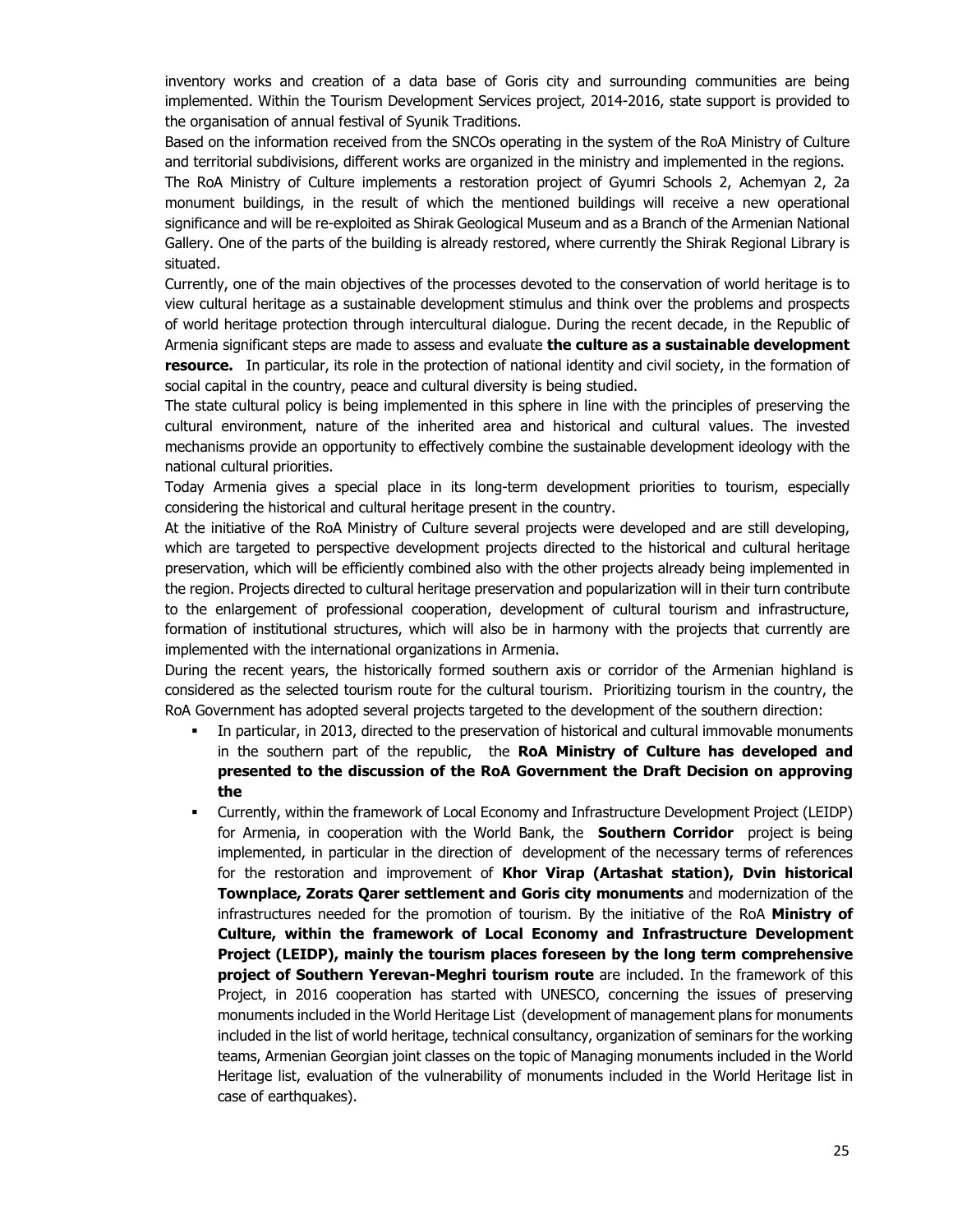inventory works and creation of a data base of Goris city and surrounding communities are being implemented. Within the Tourism Development Services project, 2014-2016, state support is provided to the organisation of annual festival of Syunik Traditions.

Based on the information received from the SNCOs operating in the system of the RoA Ministry of Culture and territorial subdivisions, different works are organized in the ministry and implemented in the regions.

The RoA Ministry of Culture implements a restoration project of Gyumri Schools 2, Achemyan 2, 2a monument buildings, in the result of which the mentioned buildings will receive a new operational significance and will be re-exploited as Shirak Geological Museum and as a Branch of the Armenian National Gallery. One of the parts of the building is already restored, where currently the Shirak Regional Library is situated.

Currently, one of the main objectives of the processes devoted to the conservation of world heritage is to view cultural heritage as a sustainable development stimulus and think over the problems and prospects of world heritage protection through intercultural dialogue. During the recent decade, in the Republic of Armenia significant steps are made to assess and evaluate **the culture as a sustainable development resource.** In particular, its role in the protection of national identity and civil society, in the formation of social capital in the country, peace and cultural diversity is being studied.

The state cultural policy is being implemented in this sphere in line with the principles of preserving the cultural environment, nature of the inherited area and historical and cultural values. The invested mechanisms provide an opportunity to effectively combine the sustainable development ideology with the national cultural priorities.

Today Armenia gives a special place in its long-term development priorities to tourism, especially considering the historical and cultural heritage present in the country.

At the initiative of the RoA Ministry of Culture several projects were developed and are still developing, which are targeted to perspective development projects directed to the historical and cultural heritage preservation, which will be efficiently combined also with the other projects already being implemented in the region. Projects directed to cultural heritage preservation and popularization will in their turn contribute to the enlargement of professional cooperation, development of cultural tourism and infrastructure, formation of institutional structures, which will also be in harmony with the projects that currently are implemented with the international organizations in Armenia.

During the recent years, the historically formed southern axis or corridor of the Armenian highland is considered as the selected tourism route for the cultural tourism. Prioritizing tourism in the country, the RoA Government has adopted several projects targeted to the development of the southern direction:

- In particular, in 2013, directed to the preservation of historical and cultural immovable monuments in the southern part of the republic, the **RoA Ministry of Culture has developed and presented to the discussion of the RoA Government the Draft Decision on approving the**
- Currently, within the framework of Local Economy and Infrastructure Development Project (LEIDP) for Armenia, in cooperation with the World Bank, the **Southern Corridor** project is being implemented, in particular in the direction of development of the necessary terms of references for the restoration and improvement of **Khor Virap (Artashat station), Dvin historical Townplace, Zorats Qarer settlement and Goris city monuments** and modernization of the infrastructures needed for the promotion of tourism. By the initiative of the RoA **Ministry of Culture, within the framework of Local Economy and Infrastructure Development Project (LEIDP), mainly the tourism places foreseen by the long term comprehensive project of Southern Yerevan-Meghri tourism route** are included. In the framework of this Project, in 2016 cooperation has started with UNESCO, concerning the issues of preserving monuments included in the World Heritage List (development of management plans for monuments included in the list of world heritage, technical consultancy, organization of seminars for the working teams, Armenian Georgian joint classes on the topic of Managing monuments included in the World Heritage list, evaluation of the vulnerability of monuments included in the World Heritage list in case of earthquakes).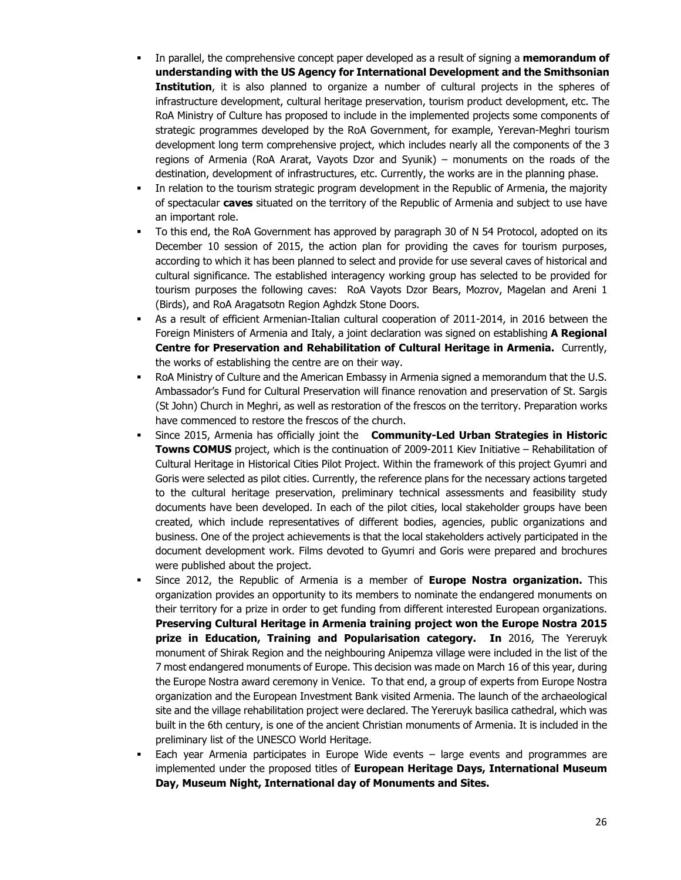- In parallel, the comprehensive concept paper developed as a result of signing a **memorandum of understanding with the US Agency for International Development and the Smithsonian Institution**, it is also planned to organize a number of cultural projects in the spheres of infrastructure development, cultural heritage preservation, tourism product development, etc. The RoA Ministry of Culture has proposed to include in the implemented projects some components of strategic programmes developed by the RoA Government, for example, Yerevan-Meghri tourism development long term comprehensive project, which includes nearly all the components of the 3 regions of Armenia (RoA Ararat, Vayots Dzor and Syunik) – monuments on the roads of the destination, development of infrastructures, etc. Currently, the works are in the planning phase.
- In relation to the tourism strategic program development in the Republic of Armenia, the majority of spectacular **caves** situated on the territory of the Republic of Armenia and subject to use have an important role.
- To this end, the RoA Government has approved by paragraph 30 of N 54 Protocol, adopted on its December 10 session of 2015, the action plan for providing the caves for tourism purposes, according to which it has been planned to select and provide for use several caves of historical and cultural significance. The established interagency working group has selected to be provided for tourism purposes the following caves: RoA Vayots Dzor Bears, Mozrov, Magelan and Areni 1 (Birds), and RoA Aragatsotn Region Aghdzk Stone Doors.
- As a result of efficient Armenian-Italian cultural cooperation of 2011-2014, in 2016 between the Foreign Ministers of Armenia and Italy, a joint declaration was signed on establishing **A Regional Centre for Preservation and Rehabilitation of Cultural Heritage in Armenia.** Currently, the works of establishing the centre are on their way.
- RoA Ministry of Culture and the American Embassy in Armenia signed a memorandum that the U.S. Ambassador's Fund for Cultural Preservation will finance renovation and preservation of St. Sargis (St John) Church in Meghri, as well as restoration of the frescos on the territory. Preparation works have commenced to restore the frescos of the church.
- Since 2015, Armenia has officially joint the **Community-Led Urban Strategies in Historic Towns COMUS** project, which is the continuation of 2009-2011 Kiev Initiative – Rehabilitation of Cultural Heritage in Historical Cities Pilot Project. Within the framework of this project Gyumri and Goris were selected as pilot cities. Currently, the reference plans for the necessary actions targeted to the cultural heritage preservation, preliminary technical assessments and feasibility study documents have been developed. In each of the pilot cities, local stakeholder groups have been created, which include representatives of different bodies, agencies, public organizations and business. One of the project achievements is that the local stakeholders actively participated in the document development work. Films devoted to Gyumri and Goris were prepared and brochures were published about the project.
- Since 2012, the Republic of Armenia is a member of **Europe Nostra organization.** This organization provides an opportunity to its members to nominate the endangered monuments on their territory for a prize in order to get funding from different interested European organizations. **Preserving Cultural Heritage in Armenia training project won the Europe Nostra 2015 prize in Education, Training and Popularisation category. In** 2016, The Yereruyk monument of Shirak Region and the neighbouring Anipemza village were included in the list of the 7 most endangered monuments of Europe. This decision was made on March 16 of this year, during the Europe Nostra award ceremony in Venice. To that end, a group of experts from Europe Nostra organization and the European Investment Bank visited Armenia. The launch of the archaeological site and the village rehabilitation project were declared. The Yereruyk basilica cathedral, which was built in the 6th century, is one of the ancient Christian monuments of Armenia. It is included in the preliminary list of the UNESCO World Heritage.
- Each year Armenia participates in Europe Wide events – large events and programmes are implemented under the proposed titles of **European Heritage Days, International Museum Day, Museum Night, International day of Monuments and Sites.**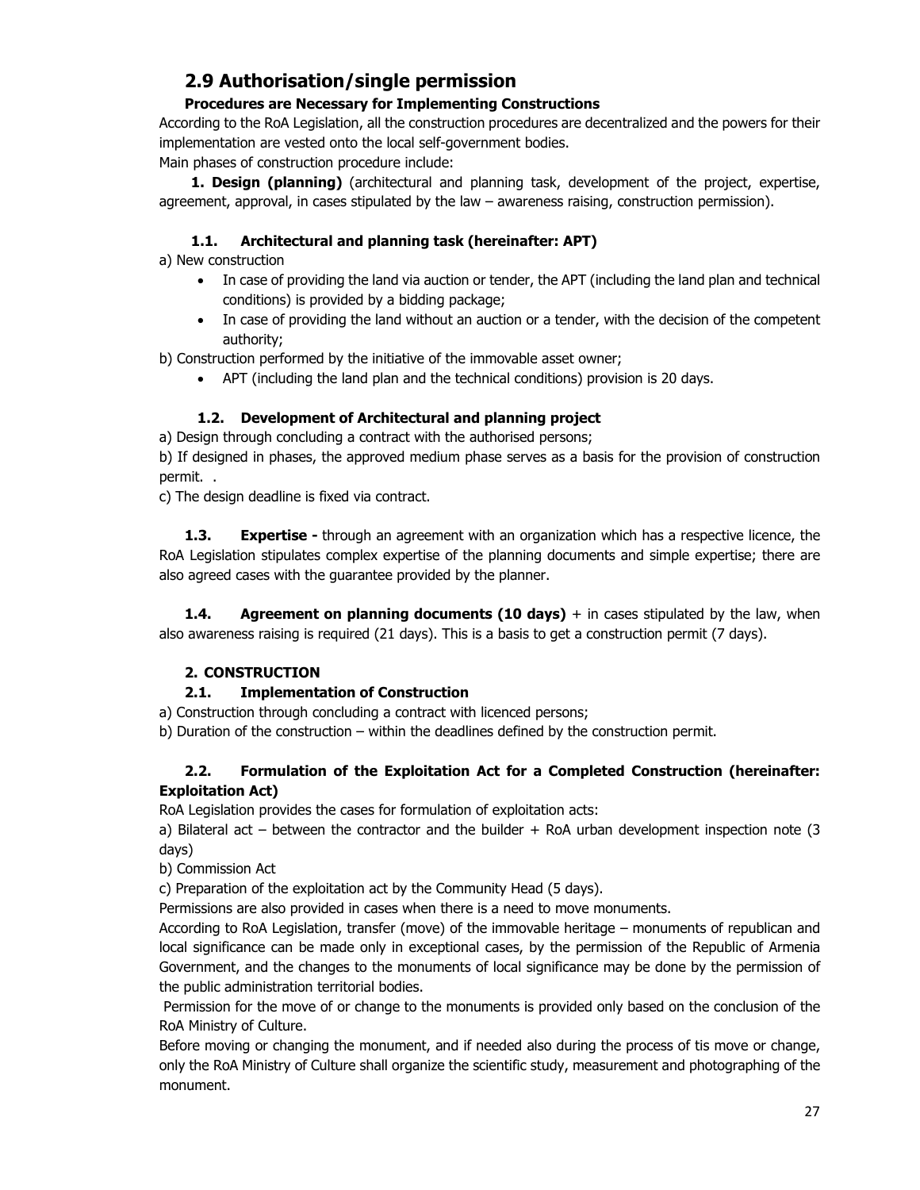## 2.9 Authorisation/single permission

**Procedures are Necessary for Implementing Constructions**

According to the RoA Legislation, all the construction procedures are decentralized and the powers for their implementation are vested onto the local self-government bodies.

Main phases of construction procedure include:

**1. Design (planning)** (architectural and planning task, development of the project, expertise, agreement, approval, in cases stipulated by the law – awareness raising, construction permission).

**1.1. Architectural and planning task (hereinafter: APT)**

a) New construction

- In case of providing the land via auction or tender, the APT (including the land plan and technical conditions) is provided by a bidding package;
- In case of providing the land without an auction or a tender, with the decision of the competent authority;

b) Construction performed by the initiative of the immovable asset owner;

- APT (including the land plan and the technical conditions) provision is 20 days.

**1.2. Development of Architectural and planning project**

a) Design through concluding a contract with the authorised persons;

b) If designed in phases, the approved medium phase serves as a basis for the provision of construction permit. .

c) The design deadline is fixed via contract.

**1.3. Expertise -** through an agreement with an organization which has a respective licence, the RoA Legislation stipulates complex expertise of the planning documents and simple expertise; there are also agreed cases with the guarantee provided by the planner.

**1.4. Agreement on planning documents (10 days)** + in cases stipulated by the law, when also awareness raising is required (21 days). This is a basis to get a construction permit (7 days).

**2. CONSTRUCTION**

**2.1. Implementation of Construction**

a) Construction through concluding a contract with licenced persons;

b) Duration of the construction – within the deadlines defined by the construction permit.

**2.2. Formulation of the Exploitation Act for a Completed Construction (hereinafter: Exploitation Act)**

RoA Legislation provides the cases for formulation of exploitation acts:

a) Bilateral act – between the contractor and the builder + RoA urban development inspection note (3 days)

b) Commission Act

c) Preparation of the exploitation act by the Community Head (5 days).

Permissions are also provided in cases when there is a need to move monuments.

According to RoA Legislation, transfer (move) of the immovable heritage – monuments of republican and local significance can be made only in exceptional cases, by the permission of the Republic of Armenia Government, and the changes to the monuments of local significance may be done by the permission of the public administration territorial bodies.

Permission for the move of or change to the monuments is provided only based on the conclusion of the RoA Ministry of Culture.

Before moving or changing the monument, and if needed also during the process of tis move or change, only the RoA Ministry of Culture shall organize the scientific study, measurement and photographing of the monument.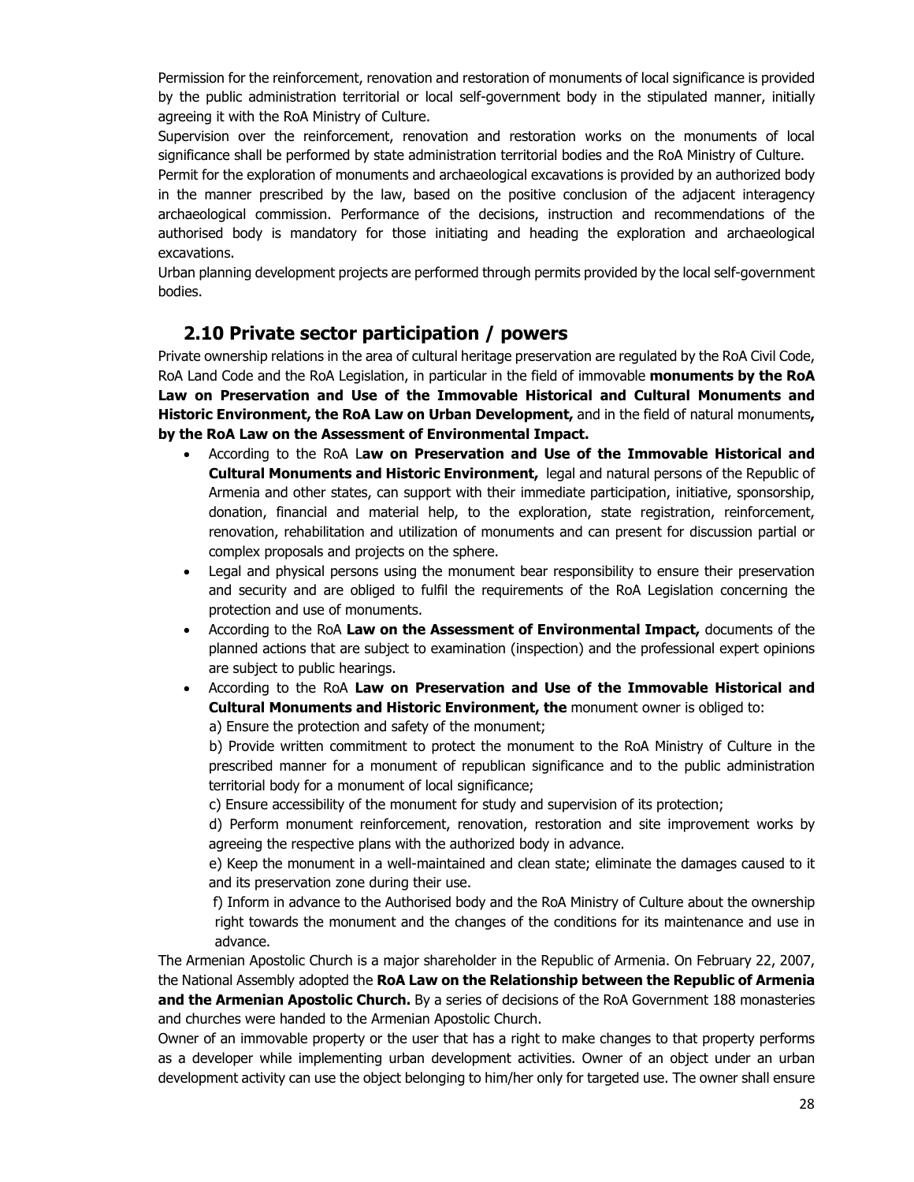Permission for the reinforcement, renovation and restoration of monuments of local significance is provided by the public administration territorial or local self-government body in the stipulated manner, initially agreeing it with the RoA Ministry of Culture.

Supervision over the reinforcement, renovation and restoration works on the monuments of local significance shall be performed by state administration territorial bodies and the RoA Ministry of Culture.

Permit for the exploration of monuments and archaeological excavations is provided by an authorized body in the manner prescribed by the law, based on the positive conclusion of the adjacent interagency archaeological commission. Performance of the decisions, instruction and recommendations of the authorised body is mandatory for those initiating and heading the exploration and archaeological excavations.

Urban planning development projects are performed through permits provided by the local self-government bodies.

## 2.10 Private sector participation / powers

Private ownership relations in the area of cultural heritage preservation are regulated by the RoA Civil Code, RoA Land Code and the RoA Legislation, in particular in the field of immovable **monuments by the RoA Law on Preservation and Use of the Immovable Historical and Cultural Monuments and Historic Environment, the RoA Law on Urban Development,** and in the field of natural monuments**, by the RoA Law on the Assessment of Environmental Impact.**

- According to the RoA L**aw on Preservation and Use of the Immovable Historical and Cultural Monuments and Historic Environment,** legal and natural persons of the Republic of Armenia and other states, can support with their immediate participation, initiative, sponsorship, donation, financial and material help, to the exploration, state registration, reinforcement, renovation, rehabilitation and utilization of monuments and can present for discussion partial or complex proposals and projects on the sphere.
- Legal and physical persons using the monument bear responsibility to ensure their preservation and security and are obliged to fulfil the requirements of the RoA Legislation concerning the protection and use of monuments.
- According to the RoA **Law on the Assessment of Environmental Impact,** documents of the planned actions that are subject to examination (inspection) and the professional expert opinions are subject to public hearings.
- According to the RoA **Law on Preservation and Use of the Immovable Historical and Cultural Monuments and Historic Environment, the** monument owner is obliged to:

  a) Ensure the protection and safety of the monument;

  b) Provide written commitment to protect the monument to the RoA Ministry of Culture in the prescribed manner for a monument of republican significance and to the public administration territorial body for a monument of local significance;

  c) Ensure accessibility of the monument for study and supervision of its protection;

  d) Perform monument reinforcement, renovation, restoration and site improvement works by agreeing the respective plans with the authorized body in advance.

  e) Keep the monument in a well-maintained and clean state; eliminate the damages caused to it and its preservation zone during their use.

  f) Inform in advance to the Authorised body and the RoA Ministry of Culture about the ownership right towards the monument and the changes of the conditions for its maintenance and use in advance.

The Armenian Apostolic Church is a major shareholder in the Republic of Armenia. On February 22, 2007, the National Assembly adopted the **RoA Law on the Relationship between the Republic of Armenia and the Armenian Apostolic Church.** By a series of decisions of the RoA Government 188 monasteries and churches were handed to the Armenian Apostolic Church.

Owner of an immovable property or the user that has a right to make changes to that property performs as a developer while implementing urban development activities. Owner of an object under an urban development activity can use the object belonging to him/her only for targeted use. The owner shall ensure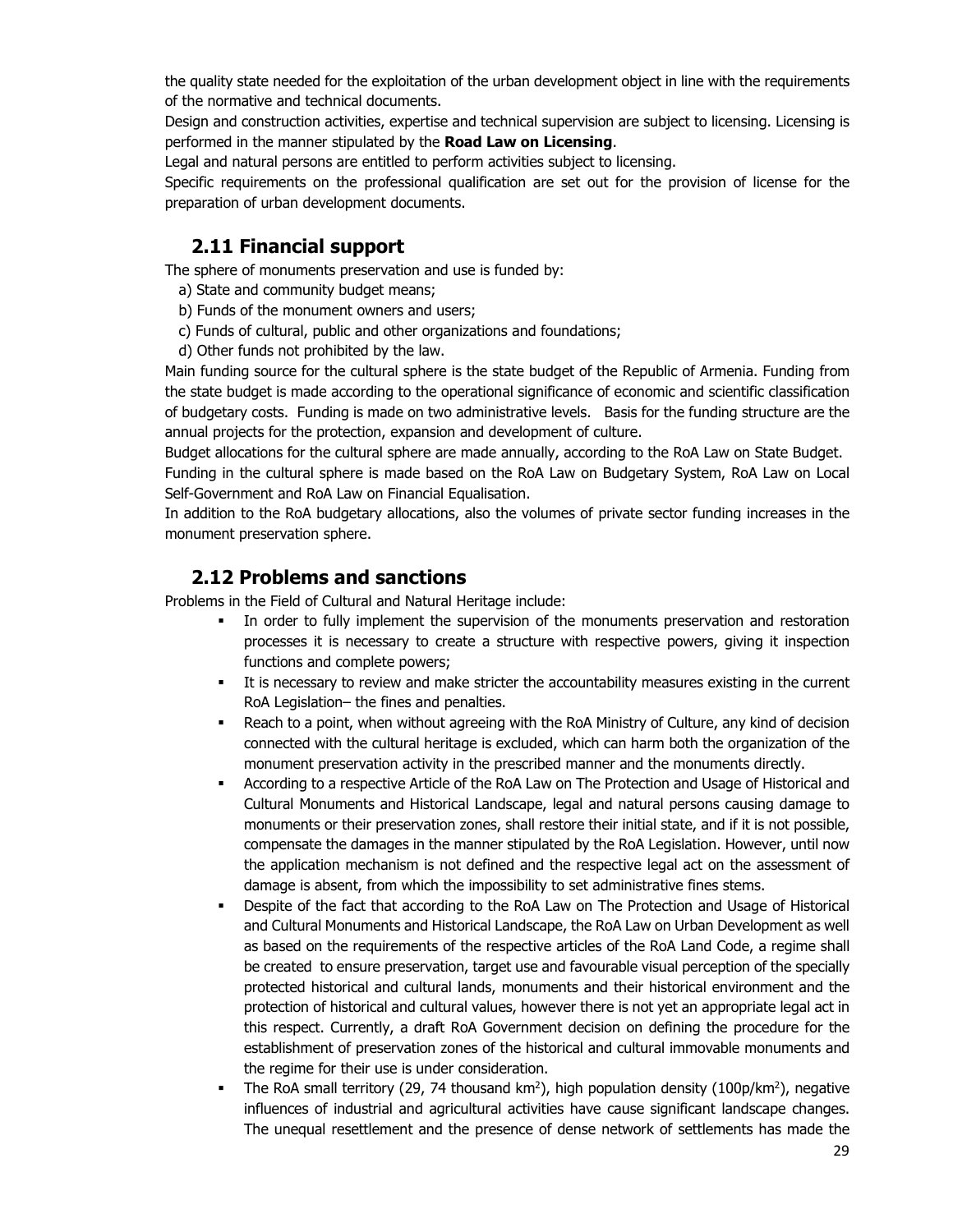the quality state needed for the exploitation of the urban development object in line with the requirements of the normative and technical documents.

Design and construction activities, expertise and technical supervision are subject to licensing. Licensing is performed in the manner stipulated by the **Road Law on Licensing**.

Legal and natural persons are entitled to perform activities subject to licensing.

Specific requirements on the professional qualification are set out for the provision of license for the preparation of urban development documents.

## 2.11 Financial support

The sphere of monuments preservation and use is funded by:

a) State and community budget means;

b) Funds of the monument owners and users;

c) Funds of cultural, public and other organizations and foundations;

d) Other funds not prohibited by the law.

Main funding source for the cultural sphere is the state budget of the Republic of Armenia. Funding from the state budget is made according to the operational significance of economic and scientific classification of budgetary costs. Funding is made on two administrative levels. Basis for the funding structure are the annual projects for the protection, expansion and development of culture.

Budget allocations for the cultural sphere are made annually, according to the RoA Law on State Budget.

Funding in the cultural sphere is made based on the RoA Law on Budgetary System, RoA Law on Local Self-Government and RoA Law on Financial Equalisation.

In addition to the RoA budgetary allocations, also the volumes of private sector funding increases in the monument preservation sphere.

## 2.12 Problems and sanctions

Problems in the Field of Cultural and Natural Heritage include:

- In order to fully implement the supervision of the monuments preservation and restoration processes it is necessary to create a structure with respective powers, giving it inspection functions and complete powers;
- It is necessary to review and make stricter the accountability measures existing in the current RoA Legislation– the fines and penalties.
- Reach to a point, when without agreeing with the RoA Ministry of Culture, any kind of decision connected with the cultural heritage is excluded, which can harm both the organization of the monument preservation activity in the prescribed manner and the monuments directly.
- According to a respective Article of the RoA Law on The Protection and Usage of Historical and Cultural Monuments and Historical Landscape, legal and natural persons causing damage to monuments or their preservation zones, shall restore their initial state, and if it is not possible, compensate the damages in the manner stipulated by the RoA Legislation. However, until now the application mechanism is not defined and the respective legal act on the assessment of damage is absent, from which the impossibility to set administrative fines stems.
- Despite of the fact that according to the RoA Law on The Protection and Usage of Historical and Cultural Monuments and Historical Landscape, the RoA Law on Urban Development as well as based on the requirements of the respective articles of the RoA Land Code, a regime shall be created to ensure preservation, target use and favourable visual perception of the specially protected historical and cultural lands, monuments and their historical environment and the protection of historical and cultural values, however there is not yet an appropriate legal act in this respect. Currently, a draft RoA Government decision on defining the procedure for the establishment of preservation zones of the historical and cultural immovable monuments and the regime for their use is under consideration.
- The RoA small territory (29, 74 thousand km$^2$), high population density (100p/km$^2$), negative influences of industrial and agricultural activities have cause significant landscape changes. The unequal resettlement and the presence of dense network of settlements has made the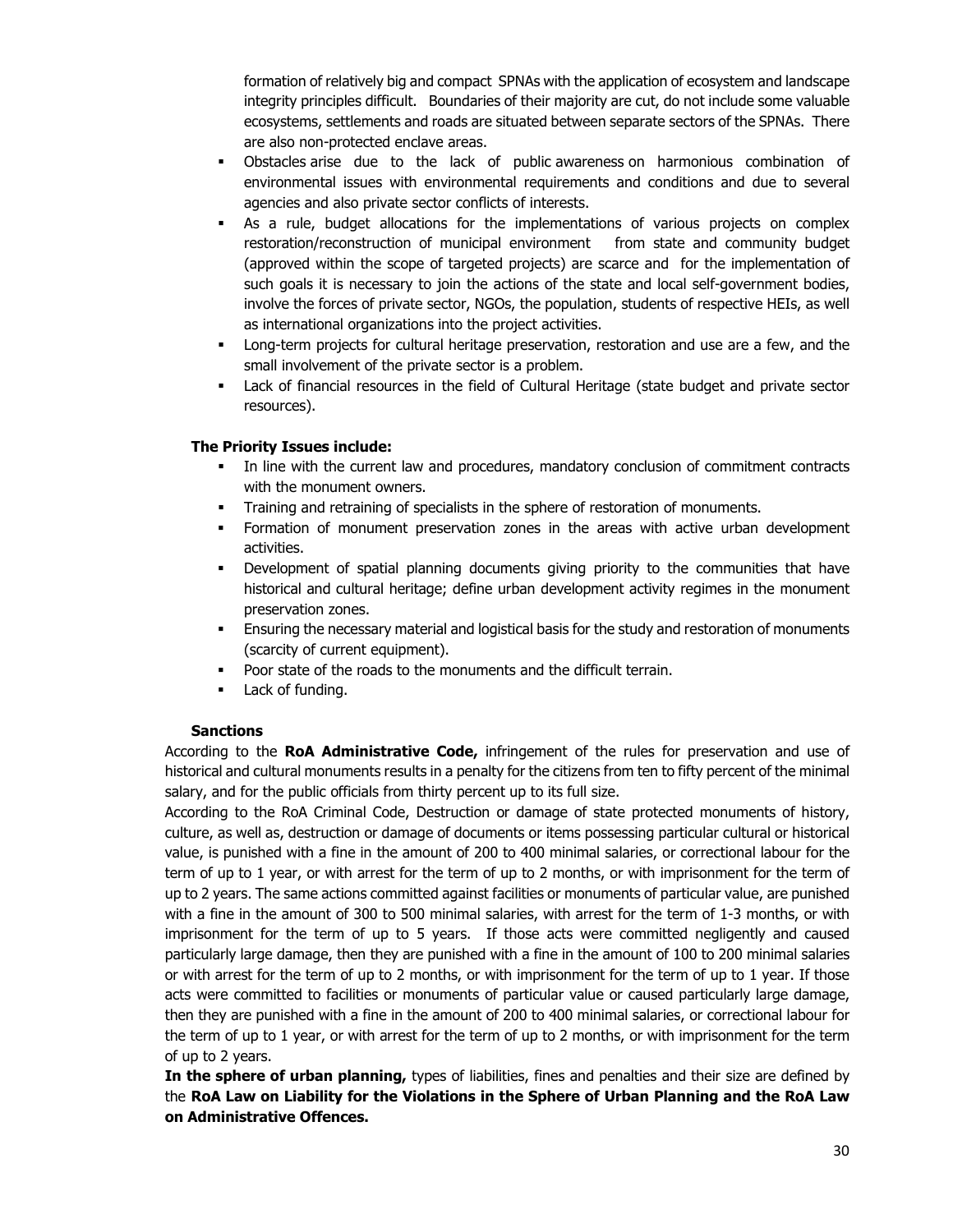formation of relatively big and compact SPNAs with the application of ecosystem and landscape integrity principles difficult. Boundaries of their majority are cut, do not include some valuable ecosystems, settlements and roads are situated between separate sectors of the SPNAs. There are also non-protected enclave areas.

- Obstacles arise due to the lack of public awareness on harmonious combination of environmental issues with environmental requirements and conditions and due to several agencies and also private sector conflicts of interests.
- As a rule, budget allocations for the implementations of various projects on complex restoration/reconstruction of municipal environment from state and community budget (approved within the scope of targeted projects) are scarce and for the implementation of such goals it is necessary to join the actions of the state and local self-government bodies, involve the forces of private sector, NGOs, the population, students of respective HEIs, as well as international organizations into the project activities.
- Long-term projects for cultural heritage preservation, restoration and use are a few, and the small involvement of the private sector is a problem.
- Lack of financial resources in the field of Cultural Heritage (state budget and private sector resources).

**The Priority Issues include:**

- In line with the current law and procedures, mandatory conclusion of commitment contracts with the monument owners.
- Training and retraining of specialists in the sphere of restoration of monuments.
- Formation of monument preservation zones in the areas with active urban development activities.
- Development of spatial planning documents giving priority to the communities that have historical and cultural heritage; define urban development activity regimes in the monument preservation zones.
- Ensuring the necessary material and logistical basis for the study and restoration of monuments (scarcity of current equipment).
- Poor state of the roads to the monuments and the difficult terrain.
- Lack of funding.

**Sanctions**

According to the **RoA Administrative Code,** infringement of the rules for preservation and use of historical and cultural monuments results in a penalty for the citizens from ten to fifty percent of the minimal salary, and for the public officials from thirty percent up to its full size.

According to the RoA Criminal Code, Destruction or damage of state protected monuments of history, culture, as well as, destruction or damage of documents or items possessing particular cultural or historical value, is punished with a fine in the amount of 200 to 400 minimal salaries, or correctional labour for the term of up to 1 year, or with arrest for the term of up to 2 months, or with imprisonment for the term of up to 2 years. The same actions committed against facilities or monuments of particular value, are punished with a fine in the amount of 300 to 500 minimal salaries, with arrest for the term of 1-3 months, or with imprisonment for the term of up to 5 years. If those acts were committed negligently and caused particularly large damage, then they are punished with a fine in the amount of 100 to 200 minimal salaries or with arrest for the term of up to 2 months, or with imprisonment for the term of up to 1 year. If those acts were committed to facilities or monuments of particular value or caused particularly large damage, then they are punished with a fine in the amount of 200 to 400 minimal salaries, or correctional labour for the term of up to 1 year, or with arrest for the term of up to 2 months, or with imprisonment for the term of up to 2 years.

**In the sphere of urban planning,** types of liabilities, fines and penalties and their size are defined by the **RoA Law on Liability for the Violations in the Sphere of Urban Planning and the RoA Law on Administrative Offences.**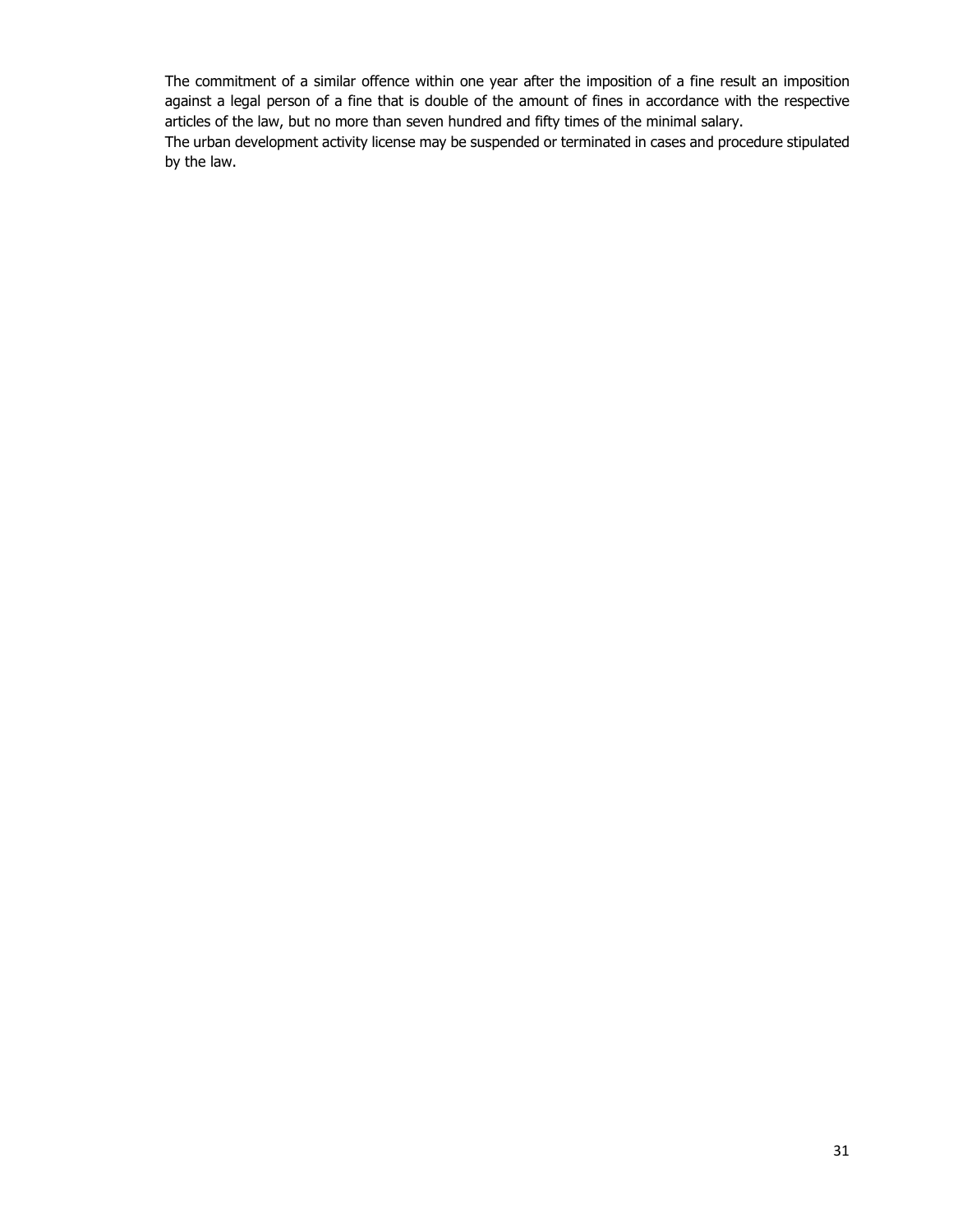The commitment of a similar offence within one year after the imposition of a fine result an imposition against a legal person of a fine that is double of the amount of fines in accordance with the respective articles of the law, but no more than seven hundred and fifty times of the minimal salary.

The urban development activity license may be suspended or terminated in cases and procedure stipulated by the law.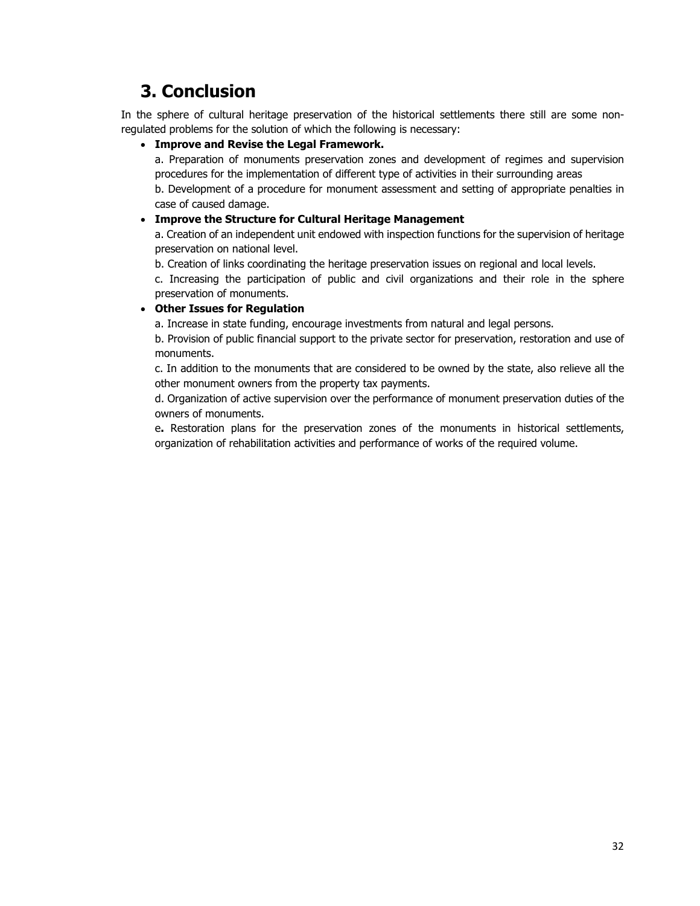# 3. Conclusion

In the sphere of cultural heritage preservation of the historical settlements there still are some non-regulated problems for the solution of which the following is necessary:

- **Improve and Revise the Legal Framework.**

  a. Preparation of monuments preservation zones and development of regimes and supervision procedures for the implementation of different type of activities in their surrounding areas

  b. Development of a procedure for monument assessment and setting of appropriate penalties in case of caused damage.

- **Improve the Structure for Cultural Heritage Management**

  a. Creation of an independent unit endowed with inspection functions for the supervision of heritage preservation on national level.

  b. Creation of links coordinating the heritage preservation issues on regional and local levels.

  c. Increasing the participation of public and civil organizations and their role in the sphere preservation of monuments.

- **Other Issues for Regulation**

  a. Increase in state funding, encourage investments from natural and legal persons.

  b. Provision of public financial support to the private sector for preservation, restoration and use of monuments.

  c. In addition to the monuments that are considered to be owned by the state, also relieve all the other monument owners from the property tax payments.

  d. Organization of active supervision over the performance of monument preservation duties of the owners of monuments.

  e**.** Restoration plans for the preservation zones of the monuments in historical settlements, organization of rehabilitation activities and performance of works of the required volume.